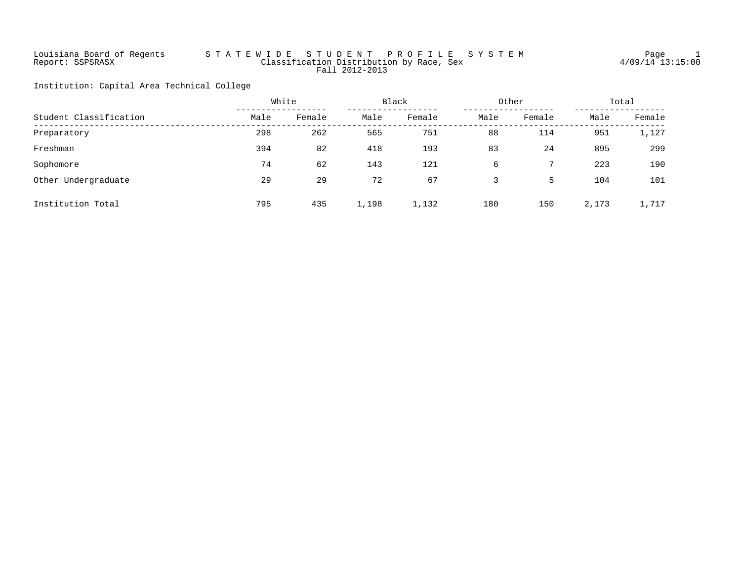Louisiana Board of Regents
Report: SSPSRASX

# STATEWIDE STUDENT PROFILE SYSTEM

Classification Distribution by Race, Sex
Fall 2012-2013

Page 1
4/09/14 13:15:00

Institution: Capital Area Technical College

| Student Classification | White | | Black | | Other | | Total | |
|---|---|---|---|---|---|---|---|---|
| | Male | Female | Male | Female | Male | Female | Male | Female |
| Preparatory | 298 | 262 | 565 | 751 | 88 | 114 | 951 | 1,127 |
| Freshman | 394 | 82 | 418 | 193 | 83 | 24 | 895 | 299 |
| Sophomore | 74 | 62 | 143 | 121 | 6 | 7 | 223 | 190 |
| Other Undergraduate | 29 | 29 | 72 | 67 | 3 | 5 | 104 | 101 |
| Institution Total | 795 | 435 | 1,198 | 1,132 | 180 | 150 | 2,173 | 1,717 |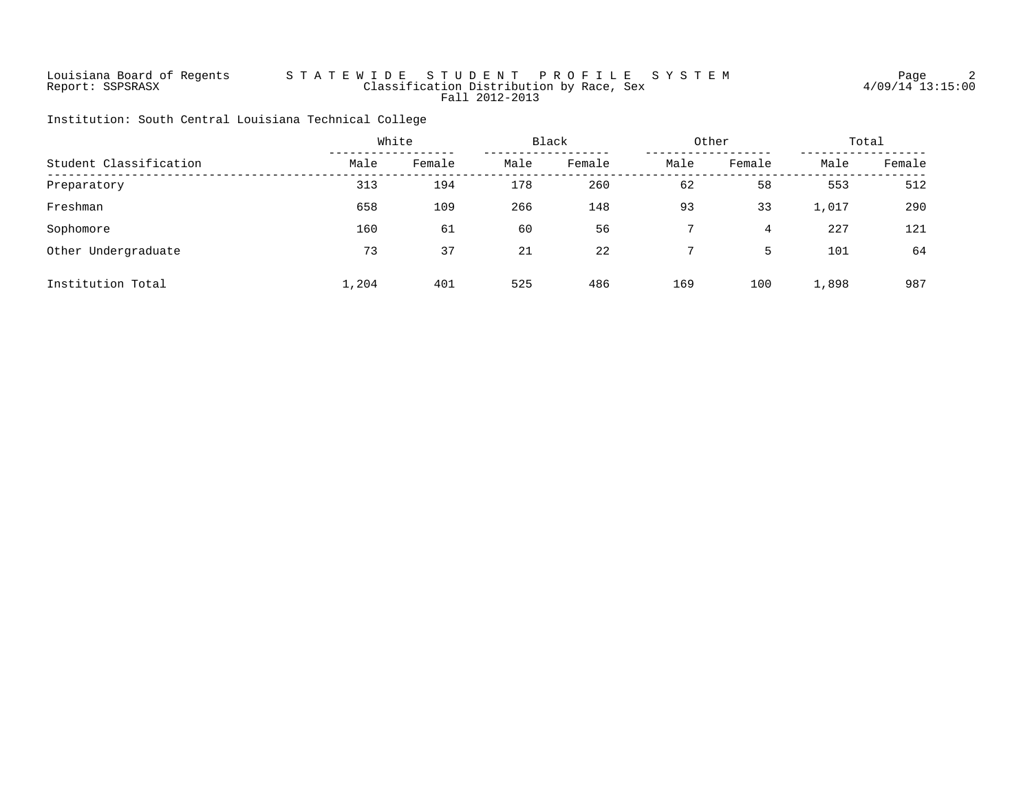Louisiana Board of Regents
Report: SSPSRASX

# STATEWIDE STUDENT PROFILE SYSTEM

Classification Distribution by Race, Sex
Fall 2012-2013

Institution: South Central Louisiana Technical College

| Student Classification | White | | Black | | Other | | Total | |
|---|---|---|---|---|---|---|---|---|
| | Male | Female | Male | Female | Male | Female | Male | Female |
| Preparatory | 313 | 194 | 178 | 260 | 62 | 58 | 553 | 512 |
| Freshman | 658 | 109 | 266 | 148 | 93 | 33 | 1,017 | 290 |
| Sophomore | 160 | 61 | 60 | 56 | 7 | 4 | 227 | 121 |
| Other Undergraduate | 73 | 37 | 21 | 22 | 7 | 5 | 101 | 64 |
| Institution Total | 1,204 | 401 | 525 | 486 | 169 | 100 | 1,898 | 987 |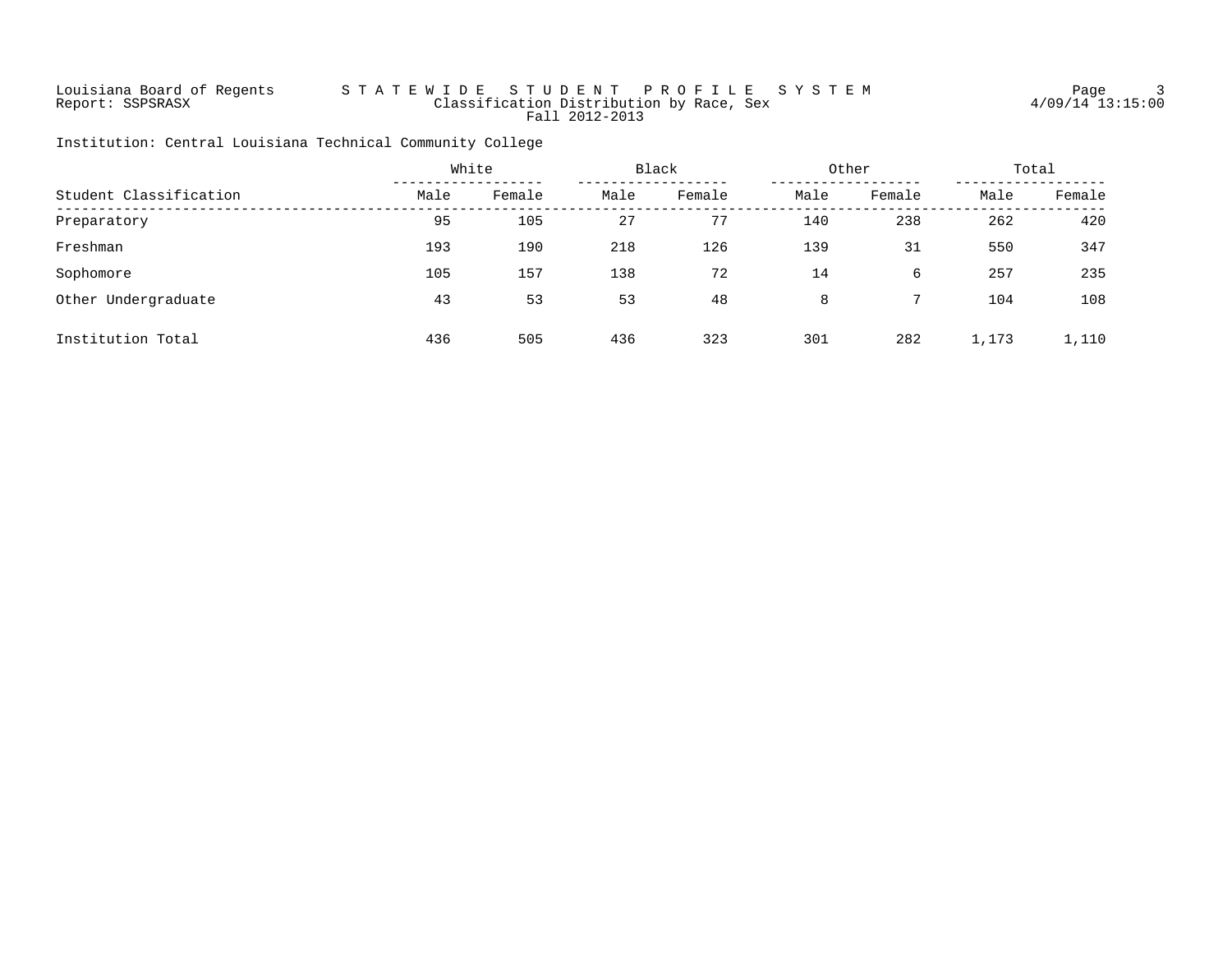Louisiana Board of Regents — STATEWIDE STUDENT PROFILE SYSTEM

Report: SSPSRASX — Classification Distribution by Race, Sex

Fall 2012-2013

4/09/14 13:15:00

Institution: Central Louisiana Technical Community College

| Student Classification | White | | Black | | Other | | Total | |
|---|---|---|---|---|---|---|---|---|
| | Male | Female | Male | Female | Male | Female | Male | Female |
| Preparatory | 95 | 105 | 27 | 77 | 140 | 238 | 262 | 420 |
| Freshman | 193 | 190 | 218 | 126 | 139 | 31 | 550 | 347 |
| Sophomore | 105 | 157 | 138 | 72 | 14 | 6 | 257 | 235 |
| Other Undergraduate | 43 | 53 | 53 | 48 | 8 | 7 | 104 | 108 |
| Institution Total | 436 | 505 | 436 | 323 | 301 | 282 | 1,173 | 1,110 |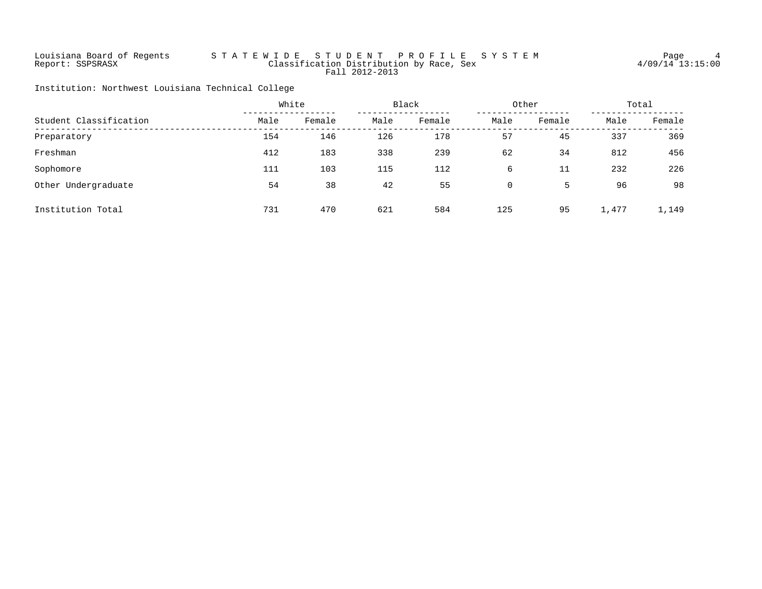Louisiana Board of Regents
Report: SSPSRASX

STATEWIDE STUDENT PROFILE SYSTEM
Classification Distribution by Race, Sex
Fall 2012-2013

4/09/14 13:15:00

Institution: Northwest Louisiana Technical College

| Student Classification | White | | Black | | Other | | Total | |
|---|---|---|---|---|---|---|---|---|
| | Male | Female | Male | Female | Male | Female | Male | Female |
| Preparatory | 154 | 146 | 126 | 178 | 57 | 45 | 337 | 369 |
| Freshman | 412 | 183 | 338 | 239 | 62 | 34 | 812 | 456 |
| Sophomore | 111 | 103 | 115 | 112 | 6 | 11 | 232 | 226 |
| Other Undergraduate | 54 | 38 | 42 | 55 | 0 | 5 | 96 | 98 |
| Institution Total | 731 | 470 | 621 | 584 | 125 | 95 | 1,477 | 1,149 |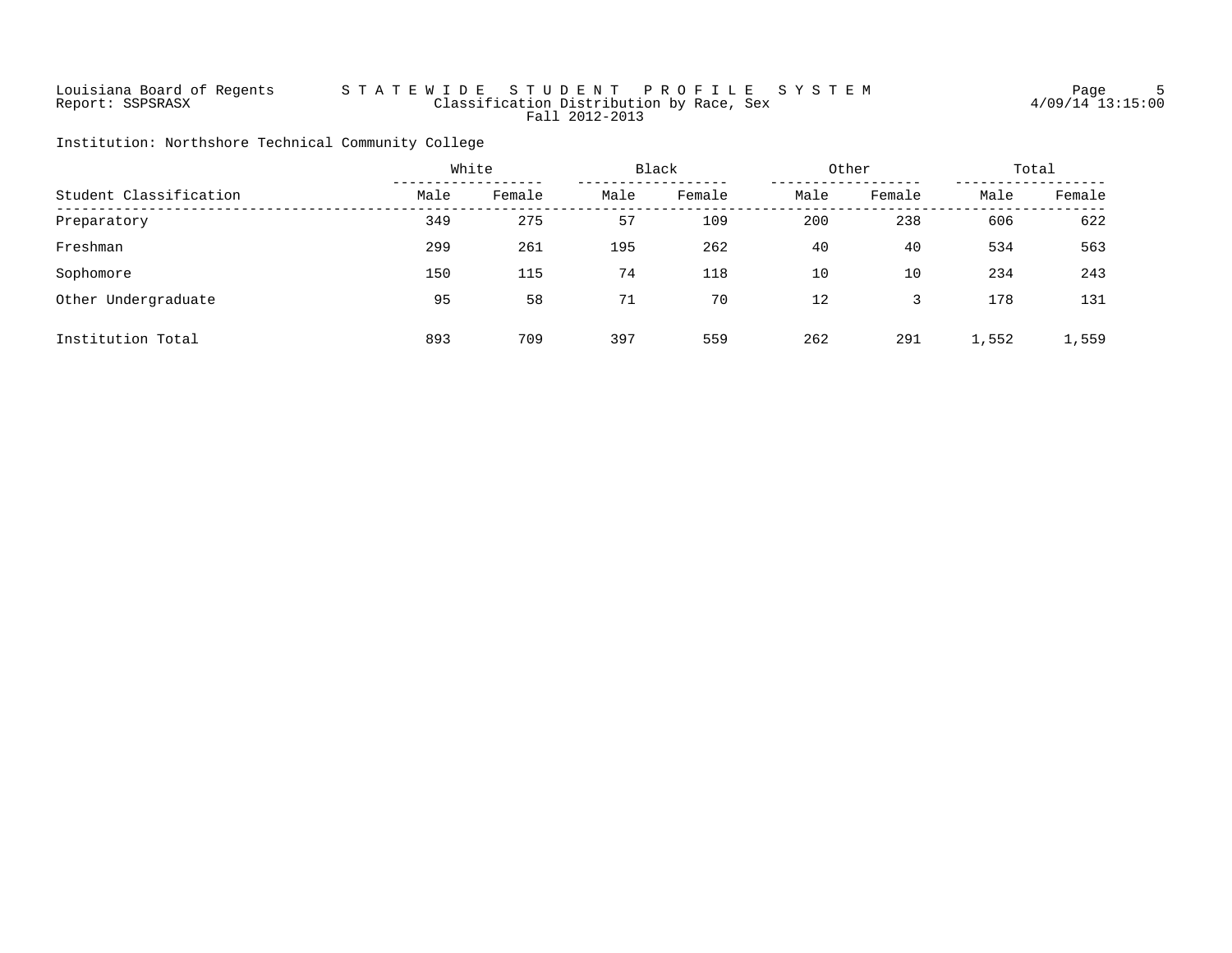Louisiana Board of Regents
Report: SSPSRASX

# STATEWIDE STUDENT PROFILE SYSTEM

Classification Distribution by Race, Sex
Fall 2012-2013

4/09/14 13:15:00

Institution: Northshore Technical Community College

| Student Classification | White | | Black | | Other | | Total | |
|---|---|---|---|---|---|---|---|---|
| | Male | Female | Male | Female | Male | Female | Male | Female |
| Preparatory | 349 | 275 | 57 | 109 | 200 | 238 | 606 | 622 |
| Freshman | 299 | 261 | 195 | 262 | 40 | 40 | 534 | 563 |
| Sophomore | 150 | 115 | 74 | 118 | 10 | 10 | 234 | 243 |
| Other Undergraduate | 95 | 58 | 71 | 70 | 12 | 3 | 178 | 131 |
| Institution Total | 893 | 709 | 397 | 559 | 262 | 291 | 1,552 | 1,559 |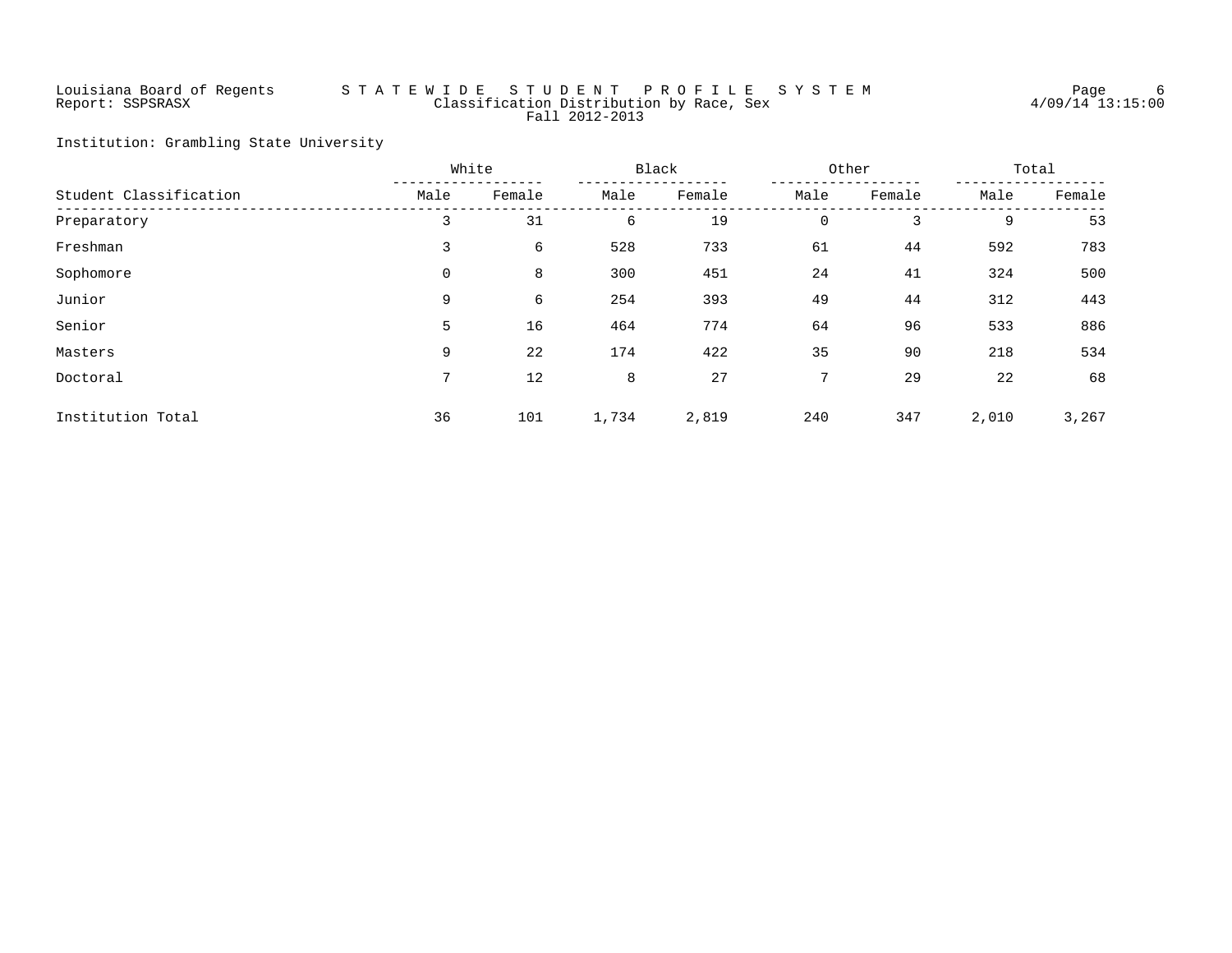Louisiana Board of Regents — STATEWIDE STUDENT PROFILE SYSTEM
Report: SSPSRASX — Classification Distribution by Race, Sex
Fall 2012-2013

4/09/14 13:15:00

Institution: Grambling State University

| Student Classification | White | | Black | | Other | | Total | |
|---|---|---|---|---|---|---|---|---|
| | Male | Female | Male | Female | Male | Female | Male | Female |
| Preparatory | 3 | 31 | 6 | 19 | 0 | 3 | 9 | 53 |
| Freshman | 3 | 6 | 528 | 733 | 61 | 44 | 592 | 783 |
| Sophomore | 0 | 8 | 300 | 451 | 24 | 41 | 324 | 500 |
| Junior | 9 | 6 | 254 | 393 | 49 | 44 | 312 | 443 |
| Senior | 5 | 16 | 464 | 774 | 64 | 96 | 533 | 886 |
| Masters | 9 | 22 | 174 | 422 | 35 | 90 | 218 | 534 |
| Doctoral | 7 | 12 | 8 | 27 | 7 | 29 | 22 | 68 |
| Institution Total | 36 | 101 | 1,734 | 2,819 | 240 | 347 | 2,010 | 3,267 |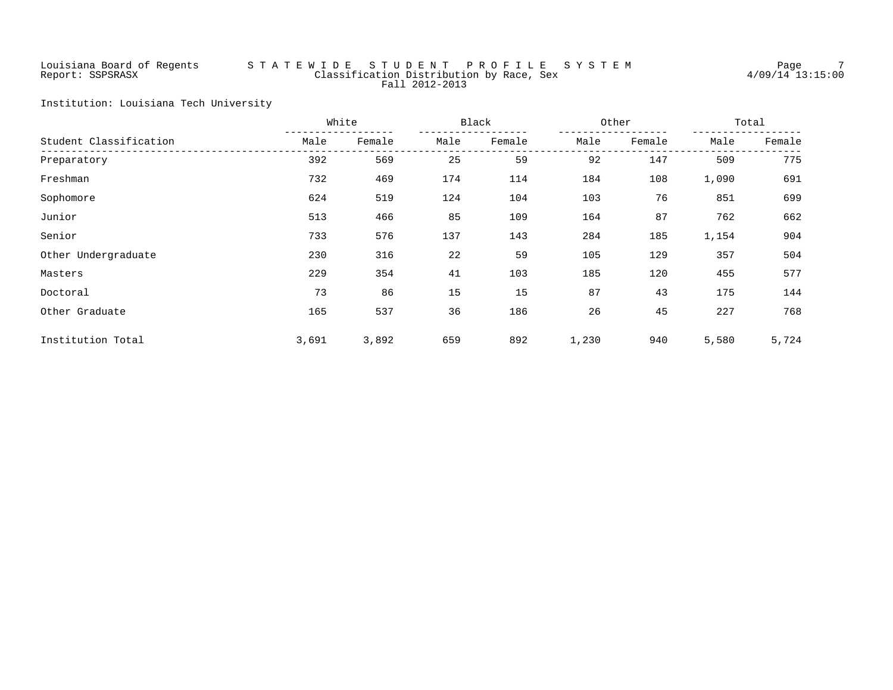Louisiana Board of Regents
Report: SSPSRASX

# STATEWIDE STUDENT PROFILE SYSTEM

Classification Distribution by Race, Sex
Fall 2012-2013

4/09/14 13:15:00

Institution: Louisiana Tech University

| | White | | Black | | Other | | Total | |
|---|---|---|---|---|---|---|---|---|
| Student Classification | Male | Female | Male | Female | Male | Female | Male | Female |
| Preparatory | 392 | 569 | 25 | 59 | 92 | 147 | 509 | 775 |
| Freshman | 732 | 469 | 174 | 114 | 184 | 108 | 1,090 | 691 |
| Sophomore | 624 | 519 | 124 | 104 | 103 | 76 | 851 | 699 |
| Junior | 513 | 466 | 85 | 109 | 164 | 87 | 762 | 662 |
| Senior | 733 | 576 | 137 | 143 | 284 | 185 | 1,154 | 904 |
| Other Undergraduate | 230 | 316 | 22 | 59 | 105 | 129 | 357 | 504 |
| Masters | 229 | 354 | 41 | 103 | 185 | 120 | 455 | 577 |
| Doctoral | 73 | 86 | 15 | 15 | 87 | 43 | 175 | 144 |
| Other Graduate | 165 | 537 | 36 | 186 | 26 | 45 | 227 | 768 |
| Institution Total | 3,691 | 3,892 | 659 | 892 | 1,230 | 940 | 5,580 | 5,724 |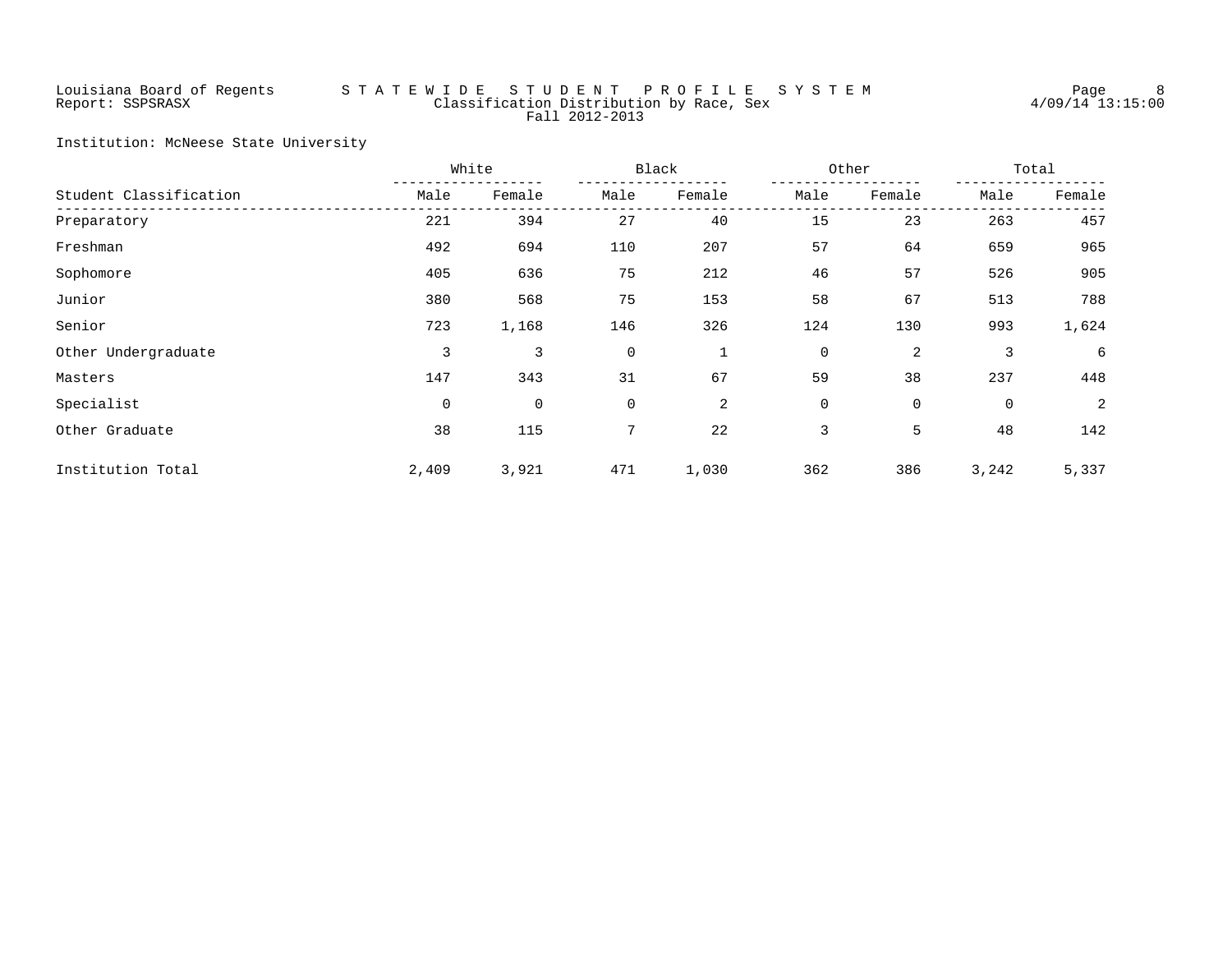Louisiana Board of Regents — STATEWIDE STUDENT PROFILE SYSTEM

Report: SSPSRASX — Classification Distribution by Race, Sex

Fall 2012-2013

4/09/14 13:15:00

Institution: McNeese State University

| Student Classification | White | | Black | | Other | | Total | |
|---|---|---|---|---|---|---|---|---|
| | Male | Female | Male | Female | Male | Female | Male | Female |
| Preparatory | 221 | 394 | 27 | 40 | 15 | 23 | 263 | 457 |
| Freshman | 492 | 694 | 110 | 207 | 57 | 64 | 659 | 965 |
| Sophomore | 405 | 636 | 75 | 212 | 46 | 57 | 526 | 905 |
| Junior | 380 | 568 | 75 | 153 | 58 | 67 | 513 | 788 |
| Senior | 723 | 1,168 | 146 | 326 | 124 | 130 | 993 | 1,624 |
| Other Undergraduate | 3 | 3 | 0 | 1 | 0 | 2 | 3 | 6 |
| Masters | 147 | 343 | 31 | 67 | 59 | 38 | 237 | 448 |
| Specialist | 0 | 0 | 0 | 2 | 0 | 0 | 0 | 2 |
| Other Graduate | 38 | 115 | 7 | 22 | 3 | 5 | 48 | 142 |
| Institution Total | 2,409 | 3,921 | 471 | 1,030 | 362 | 386 | 3,242 | 5,337 |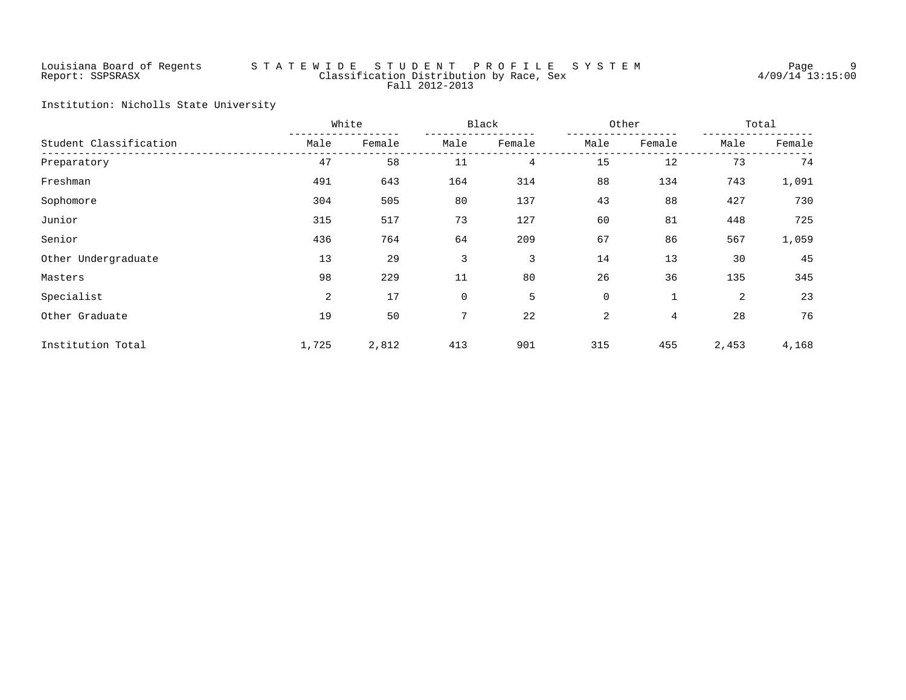Louisiana Board of Regents — STATEWIDE STUDENT PROFILE SYSTEM

Report: SSPSRASX

Classification Distribution by Race, Sex

Fall 2012-2013

4/09/14 13:15:00

Institution: Nicholls State University

| Student Classification | White | | Black | | Other | | Total | |
|---|---|---|---|---|---|---|---|---|
| | Male | Female | Male | Female | Male | Female | Male | Female |
| Preparatory | 47 | 58 | 11 | 4 | 15 | 12 | 73 | 74 |
| Freshman | 491 | 643 | 164 | 314 | 88 | 134 | 743 | 1,091 |
| Sophomore | 304 | 505 | 80 | 137 | 43 | 88 | 427 | 730 |
| Junior | 315 | 517 | 73 | 127 | 60 | 81 | 448 | 725 |
| Senior | 436 | 764 | 64 | 209 | 67 | 86 | 567 | 1,059 |
| Other Undergraduate | 13 | 29 | 3 | 3 | 14 | 13 | 30 | 45 |
| Masters | 98 | 229 | 11 | 80 | 26 | 36 | 135 | 345 |
| Specialist | 2 | 17 | 0 | 5 | 0 | 1 | 2 | 23 |
| Other Graduate | 19 | 50 | 7 | 22 | 2 | 4 | 28 | 76 |
| Institution Total | 1,725 | 2,812 | 413 | 901 | 315 | 455 | 2,453 | 4,168 |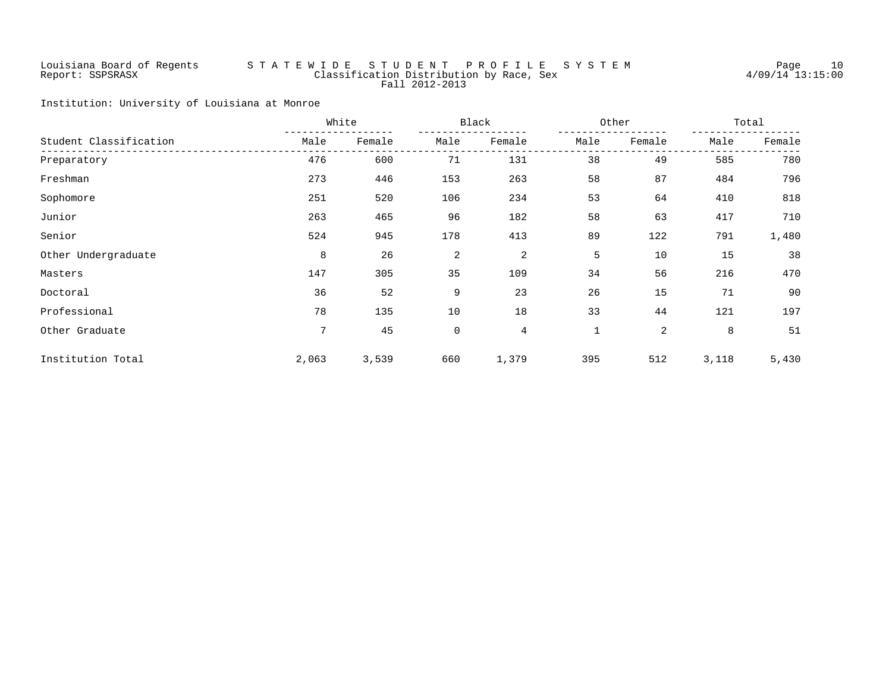Louisiana Board of Regents — STATEWIDE STUDENT PROFILE SYSTEM

Report: SSPSRASX

Classification Distribution by Race, Sex

Fall 2012-2013

4/09/14 13:15:00

Institution: University of Louisiana at Monroe

| Student Classification | White | | Black | | Other | | Total | |
|---|---|---|---|---|---|---|---|---|
| | Male | Female | Male | Female | Male | Female | Male | Female |
| Preparatory | 476 | 600 | 71 | 131 | 38 | 49 | 585 | 780 |
| Freshman | 273 | 446 | 153 | 263 | 58 | 87 | 484 | 796 |
| Sophomore | 251 | 520 | 106 | 234 | 53 | 64 | 410 | 818 |
| Junior | 263 | 465 | 96 | 182 | 58 | 63 | 417 | 710 |
| Senior | 524 | 945 | 178 | 413 | 89 | 122 | 791 | 1,480 |
| Other Undergraduate | 8 | 26 | 2 | 2 | 5 | 10 | 15 | 38 |
| Masters | 147 | 305 | 35 | 109 | 34 | 56 | 216 | 470 |
| Doctoral | 36 | 52 | 9 | 23 | 26 | 15 | 71 | 90 |
| Professional | 78 | 135 | 10 | 18 | 33 | 44 | 121 | 197 |
| Other Graduate | 7 | 45 | 0 | 4 | 1 | 2 | 8 | 51 |
| Institution Total | 2,063 | 3,539 | 660 | 1,379 | 395 | 512 | 3,118 | 5,430 |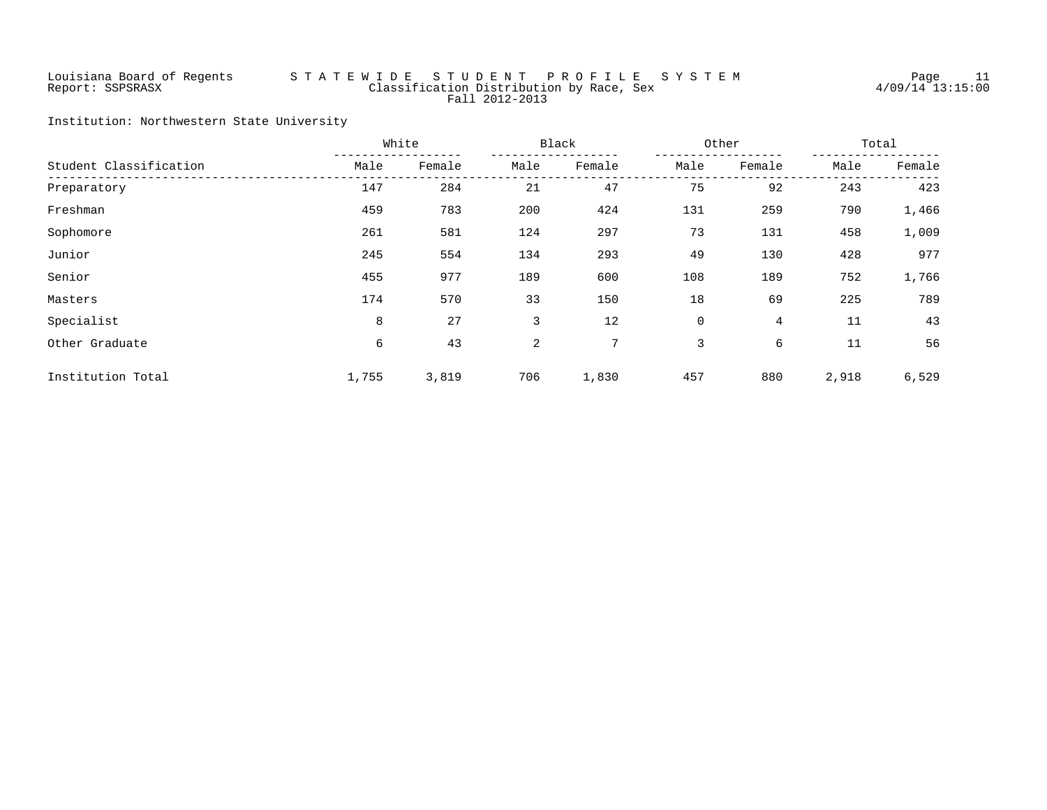Louisiana Board of Regents — STATEWIDE STUDENT PROFILE SYSTEM

Report: SSPSRASX — Classification Distribution by Race, Sex

Fall 2012-2013

4/09/14 13:15:00

Institution: Northwestern State University

| Student Classification | White | | Black | | Other | | Total | |
|---|---|---|---|---|---|---|---|---|
| | Male | Female | Male | Female | Male | Female | Male | Female |
| Preparatory | 147 | 284 | 21 | 47 | 75 | 92 | 243 | 423 |
| Freshman | 459 | 783 | 200 | 424 | 131 | 259 | 790 | 1,466 |
| Sophomore | 261 | 581 | 124 | 297 | 73 | 131 | 458 | 1,009 |
| Junior | 245 | 554 | 134 | 293 | 49 | 130 | 428 | 977 |
| Senior | 455 | 977 | 189 | 600 | 108 | 189 | 752 | 1,766 |
| Masters | 174 | 570 | 33 | 150 | 18 | 69 | 225 | 789 |
| Specialist | 8 | 27 | 3 | 12 | 0 | 4 | 11 | 43 |
| Other Graduate | 6 | 43 | 2 | 7 | 3 | 6 | 11 | 56 |
| Institution Total | 1,755 | 3,819 | 706 | 1,830 | 457 | 880 | 2,918 | 6,529 |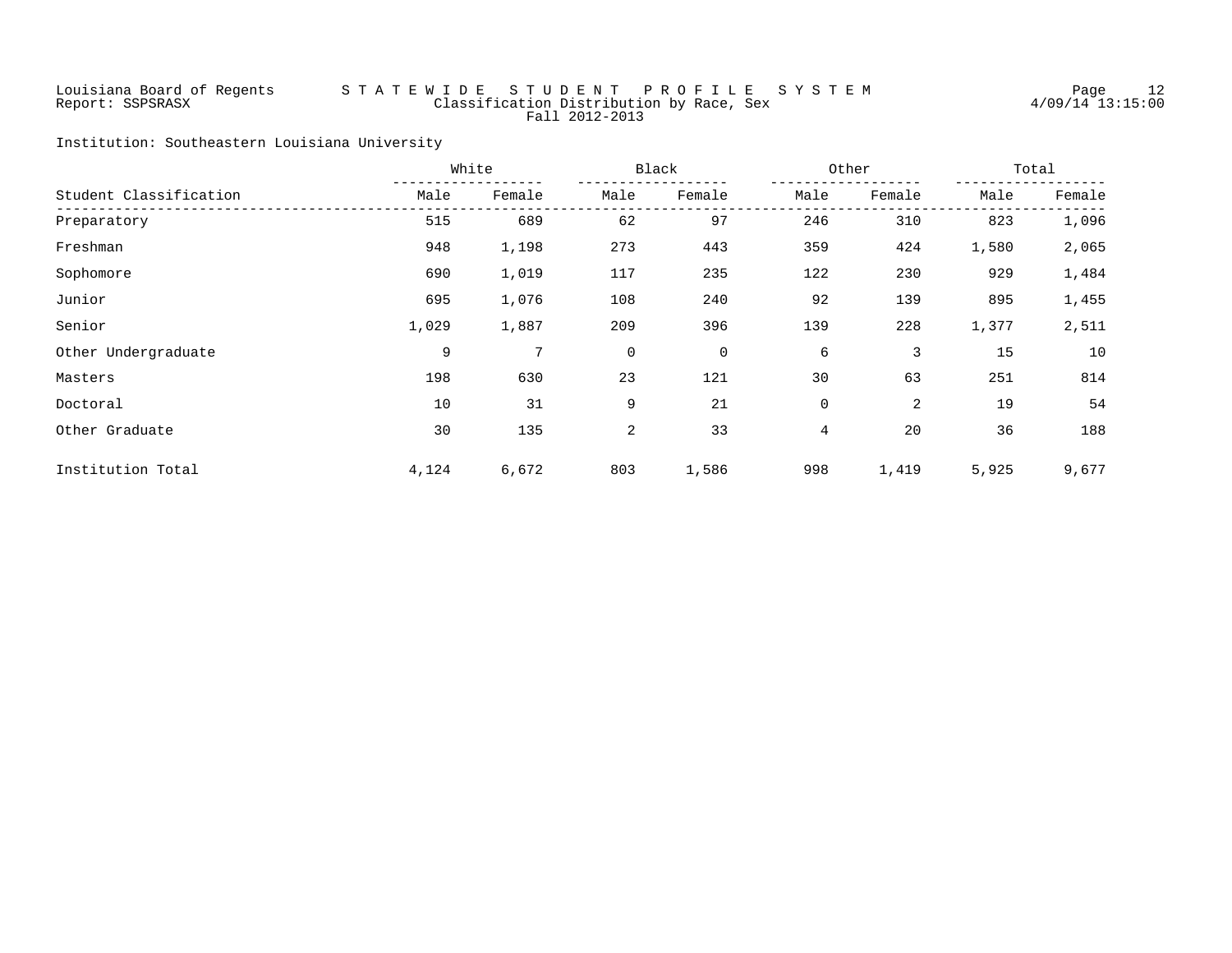Louisiana Board of Regents — STATEWIDE STUDENT PROFILE SYSTEM
Report: SSPSRASX — Classification Distribution by Race, Sex
Fall 2012-2013

4/09/14 13:15:00

Institution: Southeastern Louisiana University

| Student Classification | White | | Black | | Other | | Total | |
|---|---|---|---|---|---|---|---|---|
| | Male | Female | Male | Female | Male | Female | Male | Female |
| Preparatory | 515 | 689 | 62 | 97 | 246 | 310 | 823 | 1,096 |
| Freshman | 948 | 1,198 | 273 | 443 | 359 | 424 | 1,580 | 2,065 |
| Sophomore | 690 | 1,019 | 117 | 235 | 122 | 230 | 929 | 1,484 |
| Junior | 695 | 1,076 | 108 | 240 | 92 | 139 | 895 | 1,455 |
| Senior | 1,029 | 1,887 | 209 | 396 | 139 | 228 | 1,377 | 2,511 |
| Other Undergraduate | 9 | 7 | 0 | 0 | 6 | 3 | 15 | 10 |
| Masters | 198 | 630 | 23 | 121 | 30 | 63 | 251 | 814 |
| Doctoral | 10 | 31 | 9 | 21 | 0 | 2 | 19 | 54 |
| Other Graduate | 30 | 135 | 2 | 33 | 4 | 20 | 36 | 188 |
| Institution Total | 4,124 | 6,672 | 803 | 1,586 | 998 | 1,419 | 5,925 | 9,677 |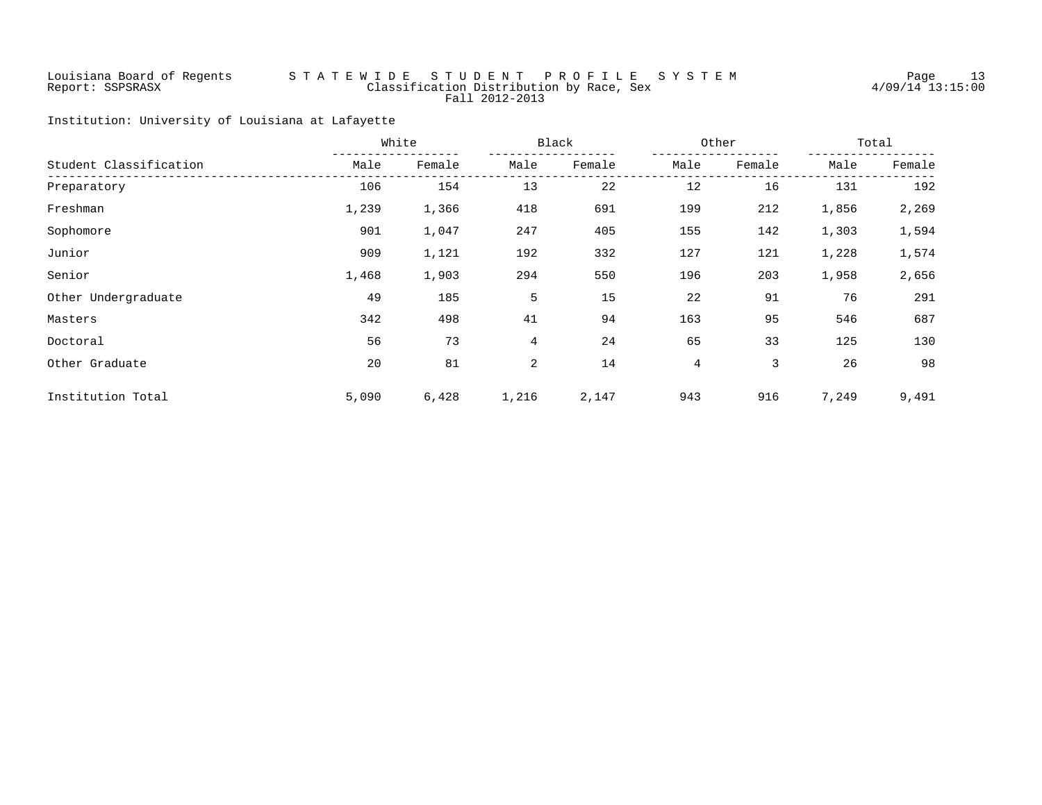Louisiana Board of Regents — STATEWIDE STUDENT PROFILE SYSTEM
Report: SSPSRASX — Classification Distribution by Race, Sex — 4/09/14 13:15:00
Fall 2012-2013

Institution: University of Louisiana at Lafayette

| Student Classification | White | | Black | | Other | | Total | |
|---|---|---|---|---|---|---|---|---|
| | Male | Female | Male | Female | Male | Female | Male | Female |
| Preparatory | 106 | 154 | 13 | 22 | 12 | 16 | 131 | 192 |
| Freshman | 1,239 | 1,366 | 418 | 691 | 199 | 212 | 1,856 | 2,269 |
| Sophomore | 901 | 1,047 | 247 | 405 | 155 | 142 | 1,303 | 1,594 |
| Junior | 909 | 1,121 | 192 | 332 | 127 | 121 | 1,228 | 1,574 |
| Senior | 1,468 | 1,903 | 294 | 550 | 196 | 203 | 1,958 | 2,656 |
| Other Undergraduate | 49 | 185 | 5 | 15 | 22 | 91 | 76 | 291 |
| Masters | 342 | 498 | 41 | 94 | 163 | 95 | 546 | 687 |
| Doctoral | 56 | 73 | 4 | 24 | 65 | 33 | 125 | 130 |
| Other Graduate | 20 | 81 | 2 | 14 | 4 | 3 | 26 | 98 |
| Institution Total | 5,090 | 6,428 | 1,216 | 2,147 | 943 | 916 | 7,249 | 9,491 |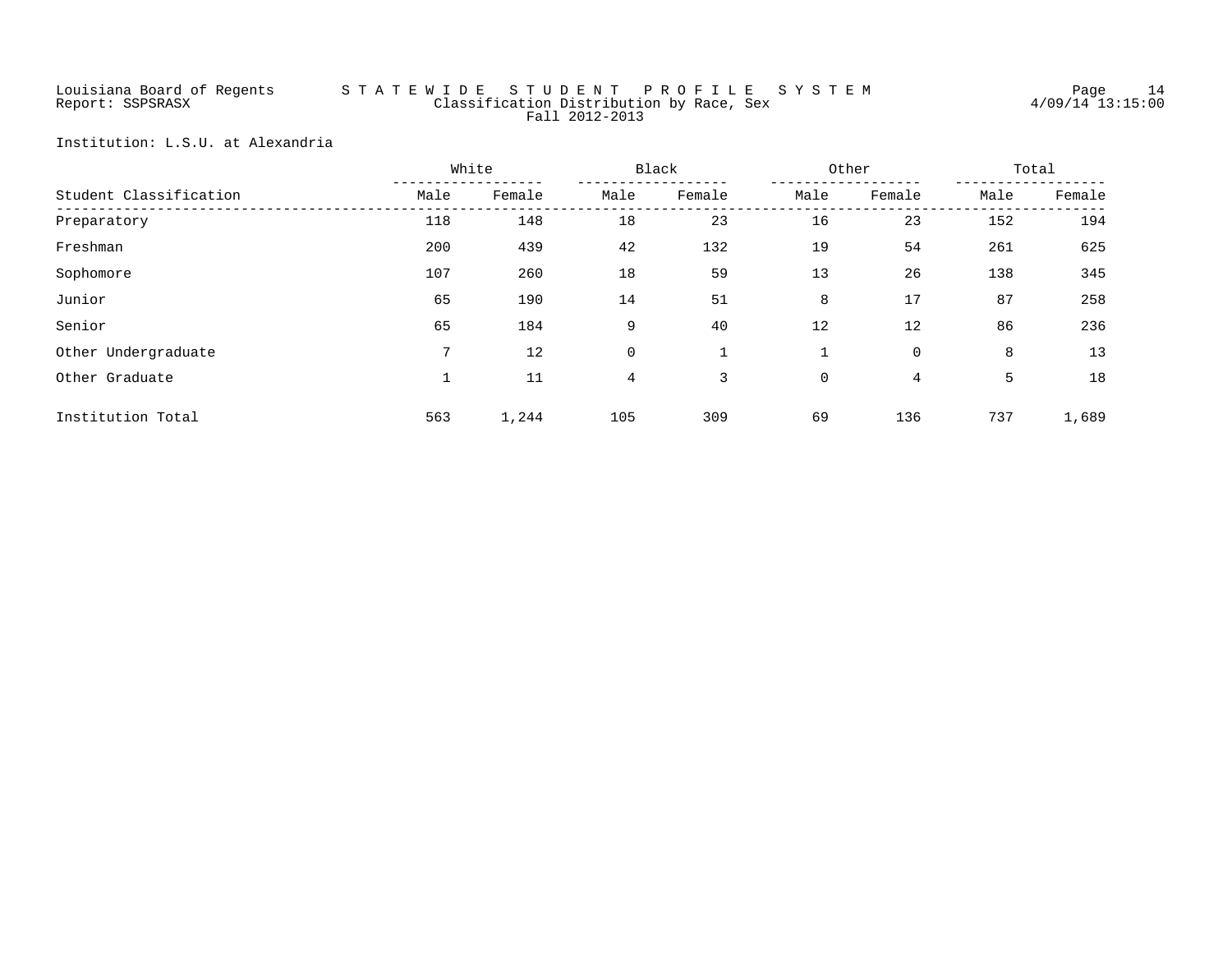Louisiana Board of Regents — STATEWIDE STUDENT PROFILE SYSTEM

Report: SSPSRASX

Classification Distribution by Race, Sex

Fall 2012-2013

4/09/14 13:15:00

Institution: L.S.U. at Alexandria

| Student Classification | White | | Black | | Other | | Total | |
|---|---|---|---|---|---|---|---|---|
| | Male | Female | Male | Female | Male | Female | Male | Female |
| Preparatory | 118 | 148 | 18 | 23 | 16 | 23 | 152 | 194 |
| Freshman | 200 | 439 | 42 | 132 | 19 | 54 | 261 | 625 |
| Sophomore | 107 | 260 | 18 | 59 | 13 | 26 | 138 | 345 |
| Junior | 65 | 190 | 14 | 51 | 8 | 17 | 87 | 258 |
| Senior | 65 | 184 | 9 | 40 | 12 | 12 | 86 | 236 |
| Other Undergraduate | 7 | 12 | 0 | 1 | 1 | 0 | 8 | 13 |
| Other Graduate | 1 | 11 | 4 | 3 | 0 | 4 | 5 | 18 |
| Institution Total | 563 | 1,244 | 105 | 309 | 69 | 136 | 737 | 1,689 |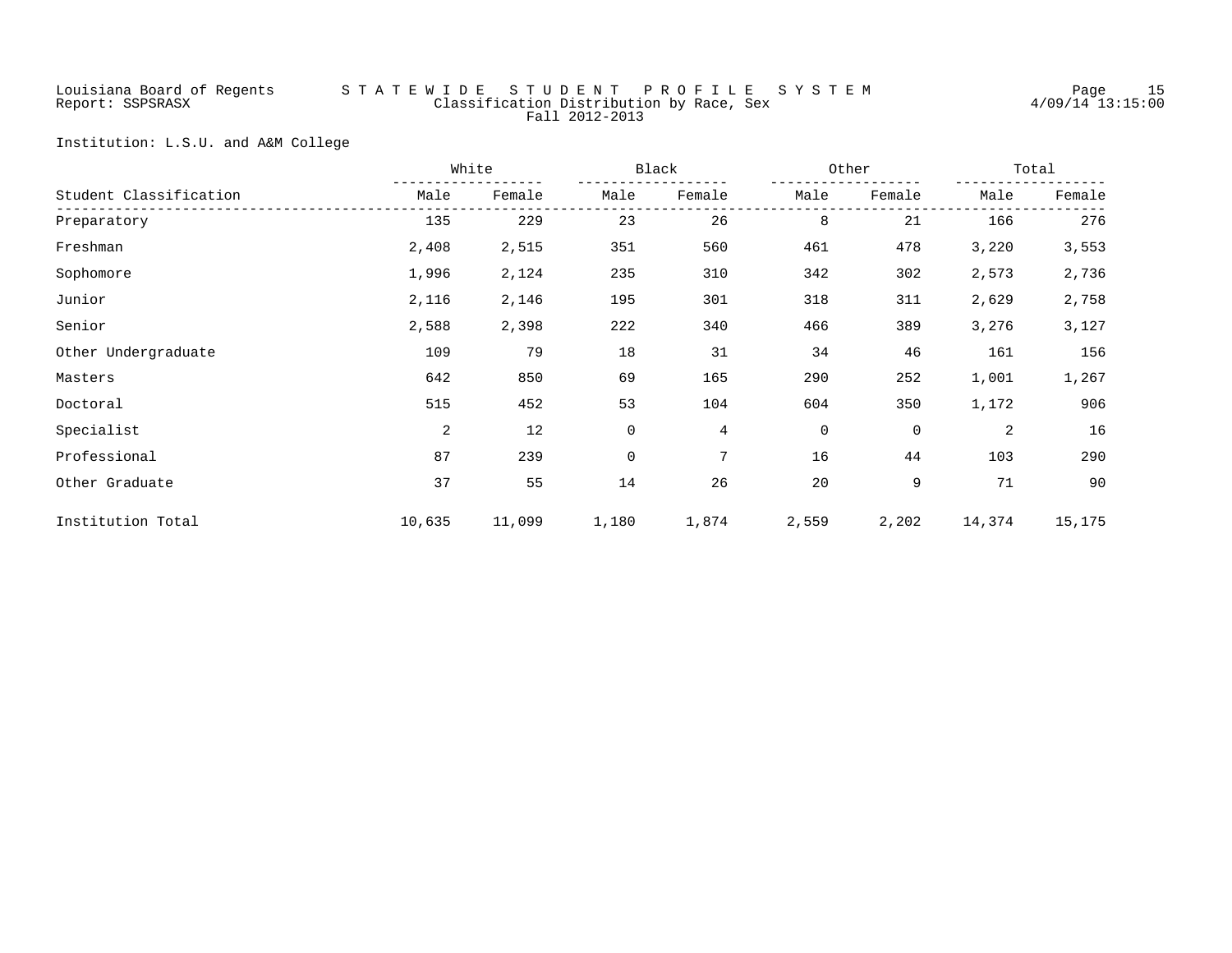Louisiana Board of Regents
Report: SSPSRASX

STATEWIDE STUDENT PROFILE SYSTEM
Classification Distribution by Race, Sex
Fall 2012-2013

4/09/14 13:15:00

Institution: L.S.U. and A&M College

| Student Classification | White | | Black | | Other | | Total | |
|---|---|---|---|---|---|---|---|---|
| | Male | Female | Male | Female | Male | Female | Male | Female |
| Preparatory | 135 | 229 | 23 | 26 | 8 | 21 | 166 | 276 |
| Freshman | 2,408 | 2,515 | 351 | 560 | 461 | 478 | 3,220 | 3,553 |
| Sophomore | 1,996 | 2,124 | 235 | 310 | 342 | 302 | 2,573 | 2,736 |
| Junior | 2,116 | 2,146 | 195 | 301 | 318 | 311 | 2,629 | 2,758 |
| Senior | 2,588 | 2,398 | 222 | 340 | 466 | 389 | 3,276 | 3,127 |
| Other Undergraduate | 109 | 79 | 18 | 31 | 34 | 46 | 161 | 156 |
| Masters | 642 | 850 | 69 | 165 | 290 | 252 | 1,001 | 1,267 |
| Doctoral | 515 | 452 | 53 | 104 | 604 | 350 | 1,172 | 906 |
| Specialist | 2 | 12 | 0 | 4 | 0 | 0 | 2 | 16 |
| Professional | 87 | 239 | 0 | 7 | 16 | 44 | 103 | 290 |
| Other Graduate | 37 | 55 | 14 | 26 | 20 | 9 | 71 | 90 |
| Institution Total | 10,635 | 11,099 | 1,180 | 1,874 | 2,559 | 2,202 | 14,374 | 15,175 |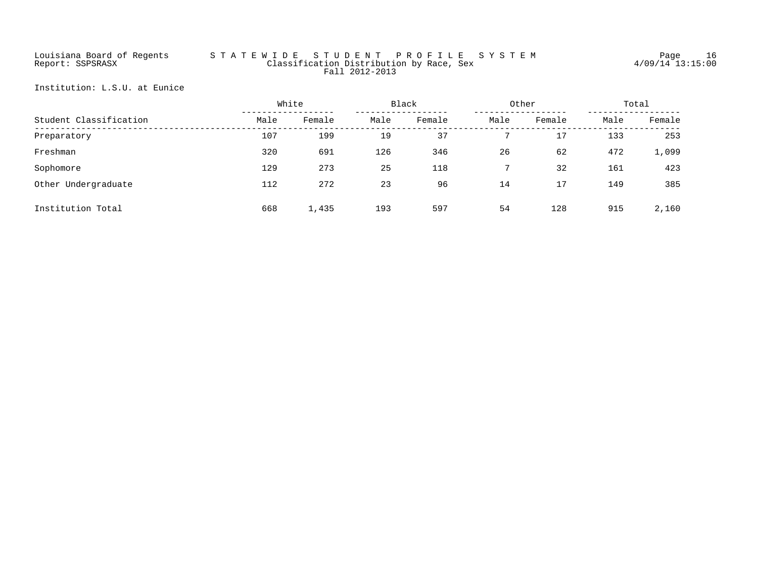Louisiana Board of Regents
Report: SSPSRASX

# STATEWIDE STUDENT PROFILE SYSTEM

## Classification Distribution by Race, Sex

### Fall 2012-2013

4/09/14 13:15:00

Institution: L.S.U. at Eunice

| Student Classification | White | | Black | | Other | | Total | |
|---|---|---|---|---|---|---|---|---|
| | Male | Female | Male | Female | Male | Female | Male | Female |
| Preparatory | 107 | 199 | 19 | 37 | 7 | 17 | 133 | 253 |
| Freshman | 320 | 691 | 126 | 346 | 26 | 62 | 472 | 1,099 |
| Sophomore | 129 | 273 | 25 | 118 | 7 | 32 | 161 | 423 |
| Other Undergraduate | 112 | 272 | 23 | 96 | 14 | 17 | 149 | 385 |
| Institution Total | 668 | 1,435 | 193 | 597 | 54 | 128 | 915 | 2,160 |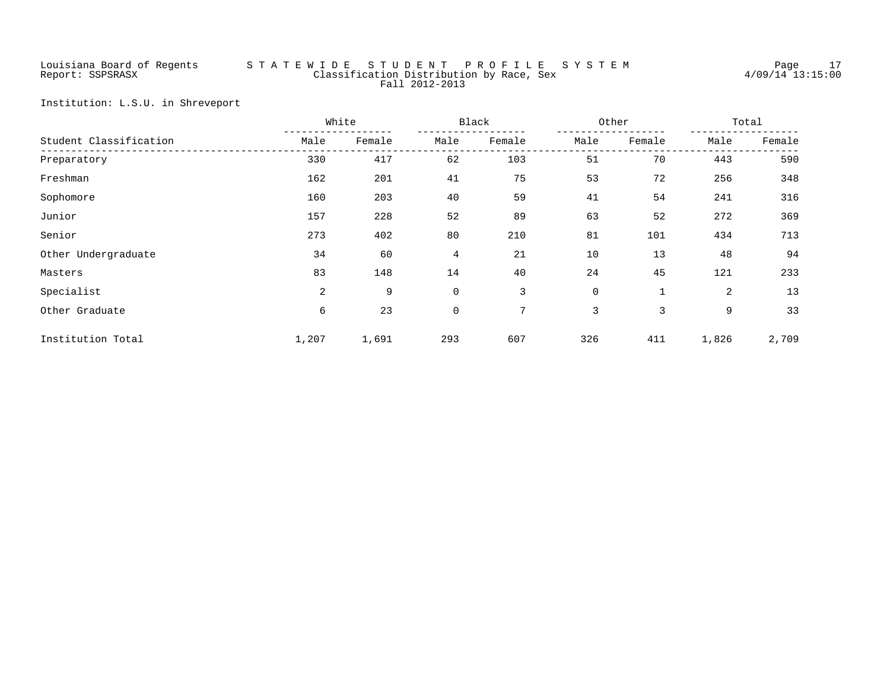Louisiana Board of Regents — STATEWIDE STUDENT PROFILE SYSTEM
Report: SSPSRASX — Classification Distribution by Race, Sex
Fall 2012-2013

Institution: L.S.U. in Shreveport

| Student Classification | White | | Black | | Other | | Total | |
|---|---|---|---|---|---|---|---|---|
| | Male | Female | Male | Female | Male | Female | Male | Female |
| Preparatory | 330 | 417 | 62 | 103 | 51 | 70 | 443 | 590 |
| Freshman | 162 | 201 | 41 | 75 | 53 | 72 | 256 | 348 |
| Sophomore | 160 | 203 | 40 | 59 | 41 | 54 | 241 | 316 |
| Junior | 157 | 228 | 52 | 89 | 63 | 52 | 272 | 369 |
| Senior | 273 | 402 | 80 | 210 | 81 | 101 | 434 | 713 |
| Other Undergraduate | 34 | 60 | 4 | 21 | 10 | 13 | 48 | 94 |
| Masters | 83 | 148 | 14 | 40 | 24 | 45 | 121 | 233 |
| Specialist | 2 | 9 | 0 | 3 | 0 | 1 | 2 | 13 |
| Other Graduate | 6 | 23 | 0 | 7 | 3 | 3 | 9 | 33 |
| Institution Total | 1,207 | 1,691 | 293 | 607 | 326 | 411 | 1,826 | 2,709 |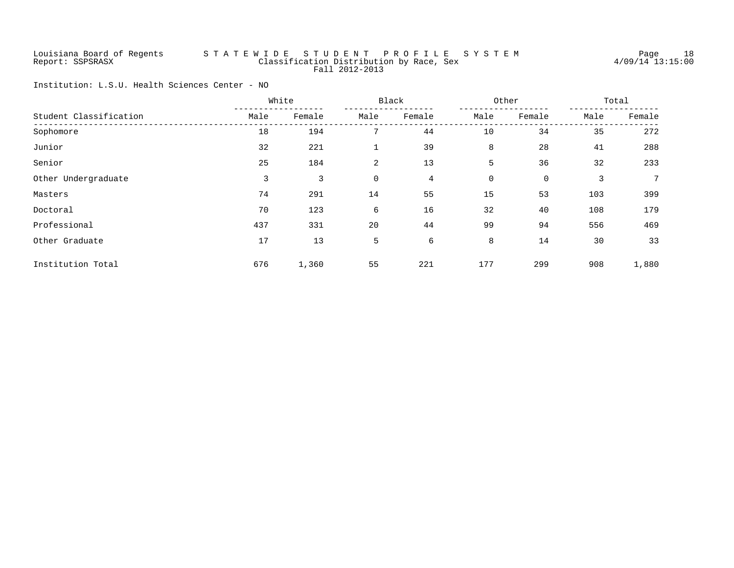Louisiana Board of Regents — STATEWIDE STUDENT PROFILE SYSTEM

Report: SSPSRASX

Classification Distribution by Race, Sex

Fall 2012-2013

4/09/14 13:15:00

Institution: L.S.U. Health Sciences Center - NO

| Student Classification | White | | Black | | Other | | Total | |
|---|---|---|---|---|---|---|---|---|
| | Male | Female | Male | Female | Male | Female | Male | Female |
| Sophomore | 18 | 194 | 7 | 44 | 10 | 34 | 35 | 272 |
| Junior | 32 | 221 | 1 | 39 | 8 | 28 | 41 | 288 |
| Senior | 25 | 184 | 2 | 13 | 5 | 36 | 32 | 233 |
| Other Undergraduate | 3 | 3 | 0 | 4 | 0 | 0 | 3 | 7 |
| Masters | 74 | 291 | 14 | 55 | 15 | 53 | 103 | 399 |
| Doctoral | 70 | 123 | 6 | 16 | 32 | 40 | 108 | 179 |
| Professional | 437 | 331 | 20 | 44 | 99 | 94 | 556 | 469 |
| Other Graduate | 17 | 13 | 5 | 6 | 8 | 14 | 30 | 33 |
| Institution Total | 676 | 1,360 | 55 | 221 | 177 | 299 | 908 | 1,880 |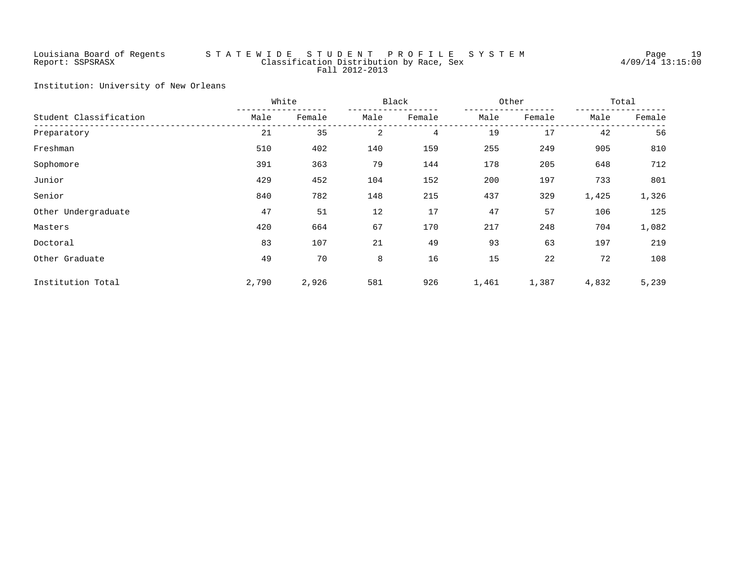Louisiana Board of Regents — STATEWIDE STUDENT PROFILE SYSTEM

Report: SSPSRASX — Classification Distribution by Race, Sex — 4/09/14 13:15:00

Fall 2012-2013

Institution: University of New Orleans

| Student Classification | White | | Black | | Other | | Total | |
|---|---|---|---|---|---|---|---|---|
| | Male | Female | Male | Female | Male | Female | Male | Female |
| Preparatory | 21 | 35 | 2 | 4 | 19 | 17 | 42 | 56 |
| Freshman | 510 | 402 | 140 | 159 | 255 | 249 | 905 | 810 |
| Sophomore | 391 | 363 | 79 | 144 | 178 | 205 | 648 | 712 |
| Junior | 429 | 452 | 104 | 152 | 200 | 197 | 733 | 801 |
| Senior | 840 | 782 | 148 | 215 | 437 | 329 | 1,425 | 1,326 |
| Other Undergraduate | 47 | 51 | 12 | 17 | 47 | 57 | 106 | 125 |
| Masters | 420 | 664 | 67 | 170 | 217 | 248 | 704 | 1,082 |
| Doctoral | 83 | 107 | 21 | 49 | 93 | 63 | 197 | 219 |
| Other Graduate | 49 | 70 | 8 | 16 | 15 | 22 | 72 | 108 |
| Institution Total | 2,790 | 2,926 | 581 | 926 | 1,461 | 1,387 | 4,832 | 5,239 |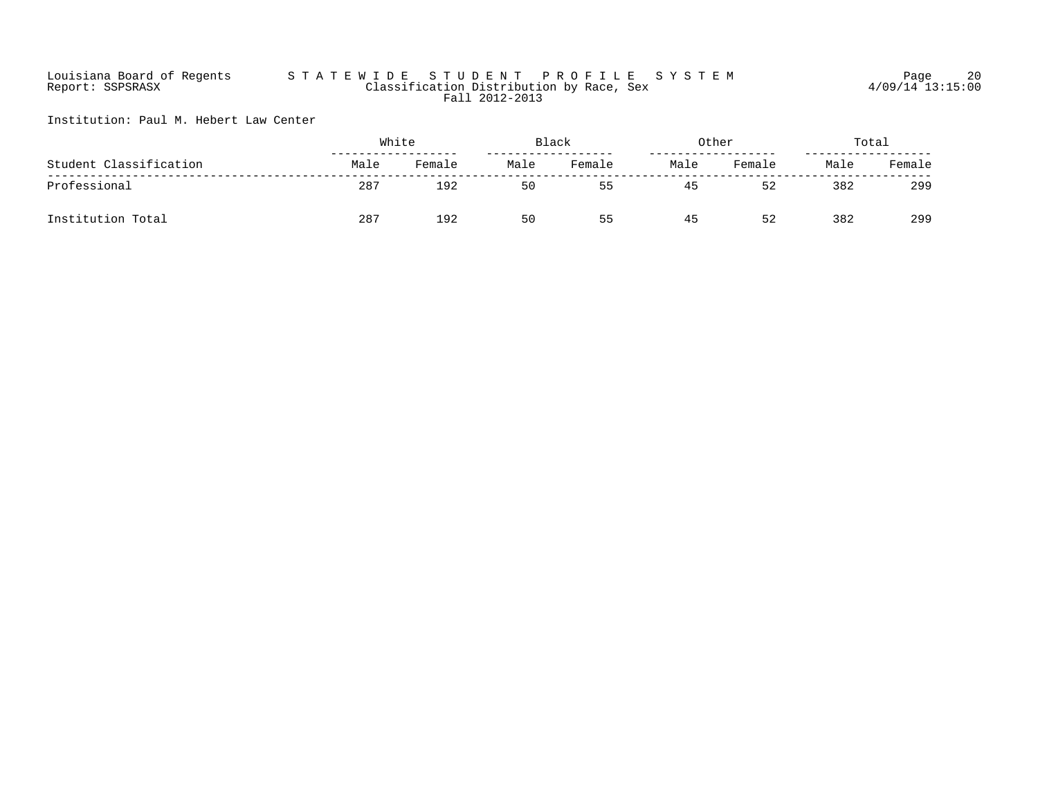Louisiana Board of Regents
Report: SSPSRASX

# STATEWIDE STUDENT PROFILE SYSTEM

Classification Distribution by Race, Sex
Fall 2012-2013

4/09/14 13:15:00

Institution: Paul M. Hebert Law Center

| Student Classification | White | | Black | | Other | | Total | |
|---|---|---|---|---|---|---|---|---|
| | Male | Female | Male | Female | Male | Female | Male | Female |
| Professional | 287 | 192 | 50 | 55 | 45 | 52 | 382 | 299 |
| Institution Total | 287 | 192 | 50 | 55 | 45 | 52 | 382 | 299 |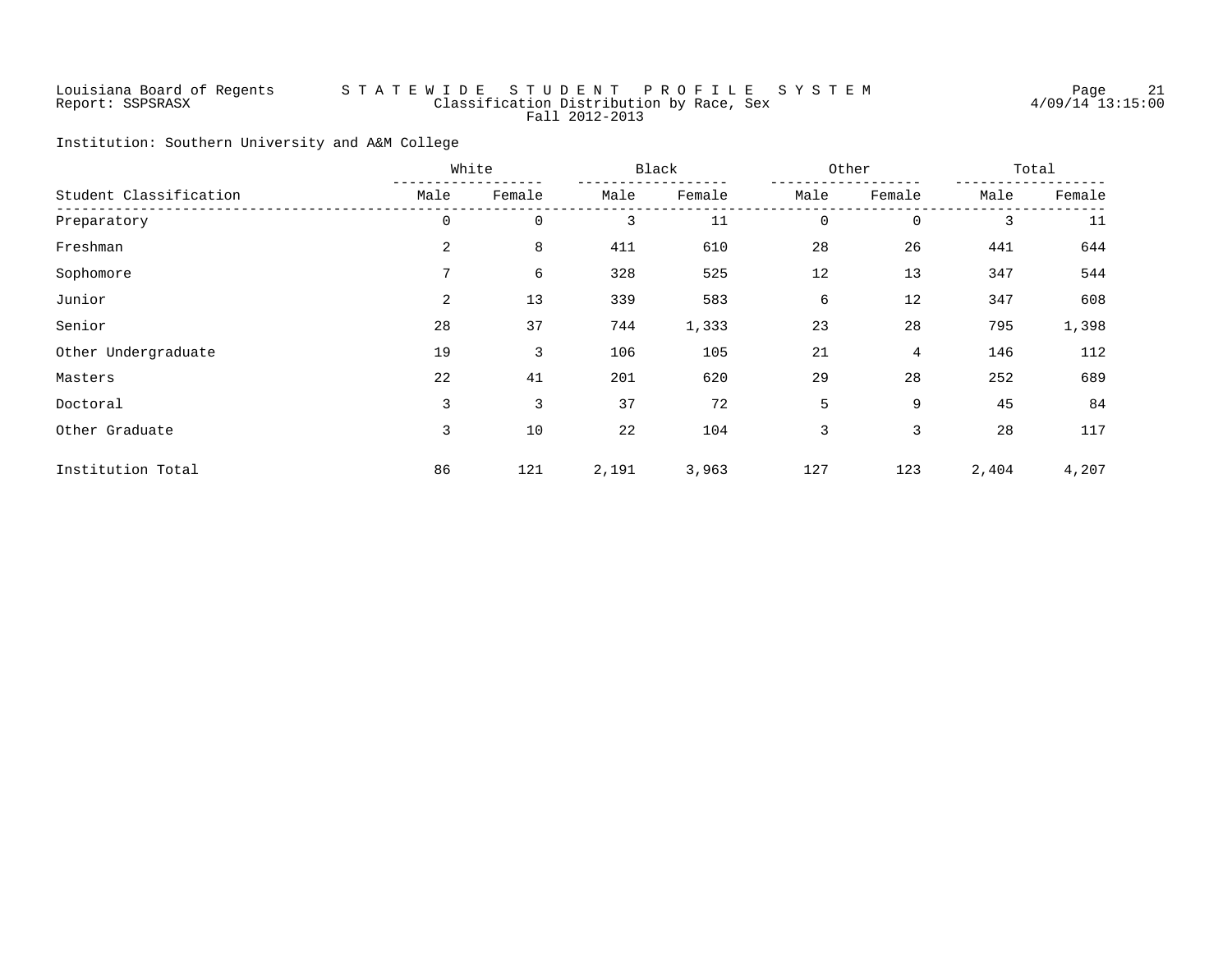Louisiana Board of Regents — STATEWIDE STUDENT PROFILE SYSTEM
Report: SSPSRASX

Classification Distribution by Race, Sex
Fall 2012-2013

4/09/14 13:15:00

Institution: Southern University and A&M College

| Student Classification | White | | Black | | Other | | Total | |
|---|---|---|---|---|---|---|---|---|
| | Male | Female | Male | Female | Male | Female | Male | Female |
| Preparatory | 0 | 0 | 3 | 11 | 0 | 0 | 3 | 11 |
| Freshman | 2 | 8 | 411 | 610 | 28 | 26 | 441 | 644 |
| Sophomore | 7 | 6 | 328 | 525 | 12 | 13 | 347 | 544 |
| Junior | 2 | 13 | 339 | 583 | 6 | 12 | 347 | 608 |
| Senior | 28 | 37 | 744 | 1,333 | 23 | 28 | 795 | 1,398 |
| Other Undergraduate | 19 | 3 | 106 | 105 | 21 | 4 | 146 | 112 |
| Masters | 22 | 41 | 201 | 620 | 29 | 28 | 252 | 689 |
| Doctoral | 3 | 3 | 37 | 72 | 5 | 9 | 45 | 84 |
| Other Graduate | 3 | 10 | 22 | 104 | 3 | 3 | 28 | 117 |
| Institution Total | 86 | 121 | 2,191 | 3,963 | 127 | 123 | 2,404 | 4,207 |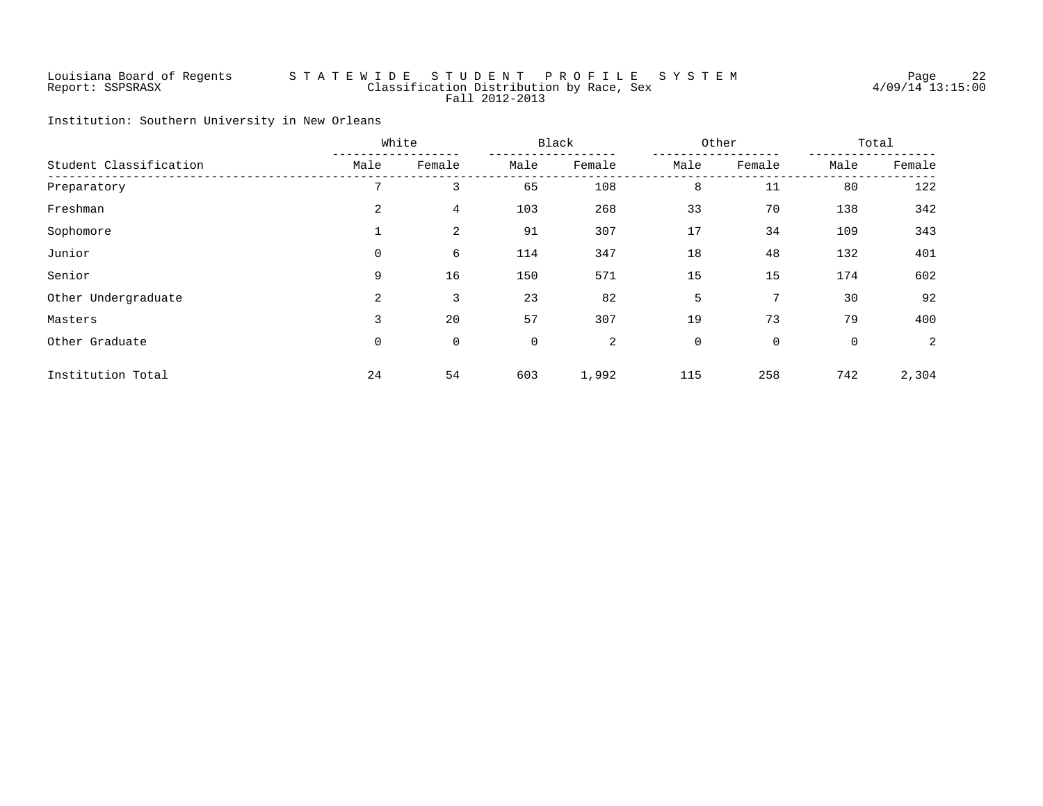Louisiana Board of Regents — STATEWIDE STUDENT PROFILE SYSTEM
Report: SSPSRASX — Classification Distribution by Race, Sex
Fall 2012-2013
4/09/14 13:15:00

Institution: Southern University in New Orleans

| Student Classification | White | | Black | | Other | | Total | |
|---|---|---|---|---|---|---|---|---|
| | Male | Female | Male | Female | Male | Female | Male | Female |
| Preparatory | 7 | 3 | 65 | 108 | 8 | 11 | 80 | 122 |
| Freshman | 2 | 4 | 103 | 268 | 33 | 70 | 138 | 342 |
| Sophomore | 1 | 2 | 91 | 307 | 17 | 34 | 109 | 343 |
| Junior | 0 | 6 | 114 | 347 | 18 | 48 | 132 | 401 |
| Senior | 9 | 16 | 150 | 571 | 15 | 15 | 174 | 602 |
| Other Undergraduate | 2 | 3 | 23 | 82 | 5 | 7 | 30 | 92 |
| Masters | 3 | 20 | 57 | 307 | 19 | 73 | 79 | 400 |
| Other Graduate | 0 | 0 | 0 | 2 | 0 | 0 | 0 | 2 |
| Institution Total | 24 | 54 | 603 | 1,992 | 115 | 258 | 742 | 2,304 |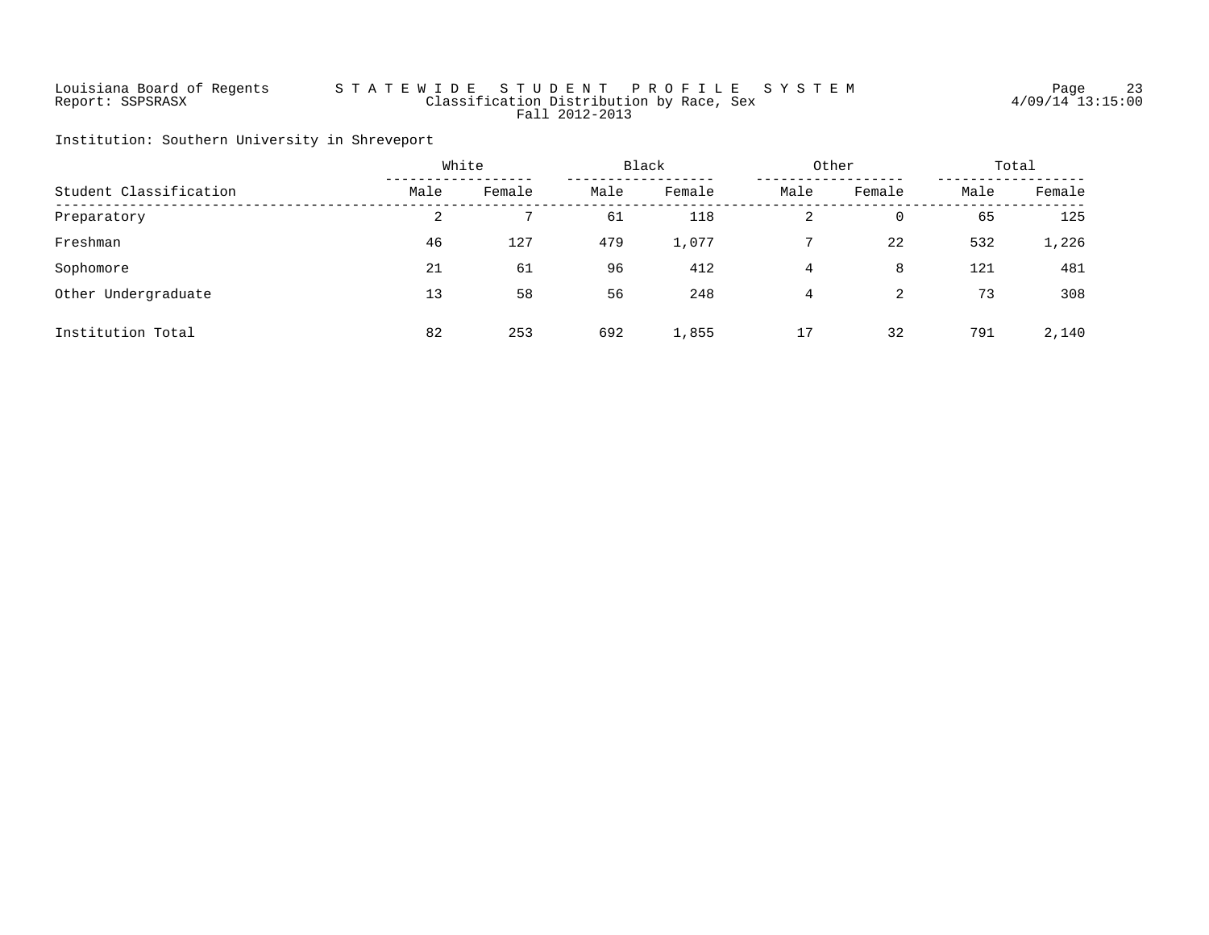Louisiana Board of Regents — STATEWIDE STUDENT PROFILE SYSTEM

Report: SSPSRASX

Classification Distribution by Race, Sex

Fall 2012-2013

4/09/14 13:15:00

Institution: Southern University in Shreveport

| Student Classification | White | | Black | | Other | | Total | |
|---|---|---|---|---|---|---|---|---|
| | Male | Female | Male | Female | Male | Female | Male | Female |
| Preparatory | 2 | 7 | 61 | 118 | 2 | 0 | 65 | 125 |
| Freshman | 46 | 127 | 479 | 1,077 | 7 | 22 | 532 | 1,226 |
| Sophomore | 21 | 61 | 96 | 412 | 4 | 8 | 121 | 481 |
| Other Undergraduate | 13 | 58 | 56 | 248 | 4 | 2 | 73 | 308 |
| Institution Total | 82 | 253 | 692 | 1,855 | 17 | 32 | 791 | 2,140 |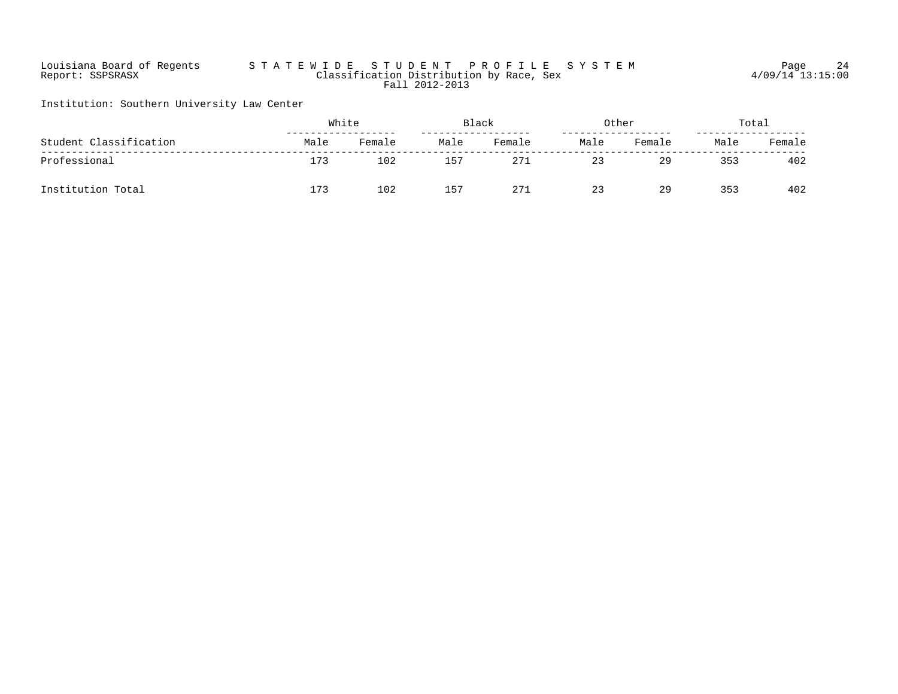Louisiana Board of Regents — STATEWIDE STUDENT PROFILE SYSTEM
Report: SSPSRASX — Classification Distribution by Race, Sex
Fall 2012-2013
4/09/14 13:15:00

Institution: Southern University Law Center

| | White | | Black | | Other | | Total | |
|---|---|---|---|---|---|---|---|---|
| Student Classification | Male | Female | Male | Female | Male | Female | Male | Female |
| Professional | 173 | 102 | 157 | 271 | 23 | 29 | 353 | 402 |
| Institution Total | 173 | 102 | 157 | 271 | 23 | 29 | 353 | 402 |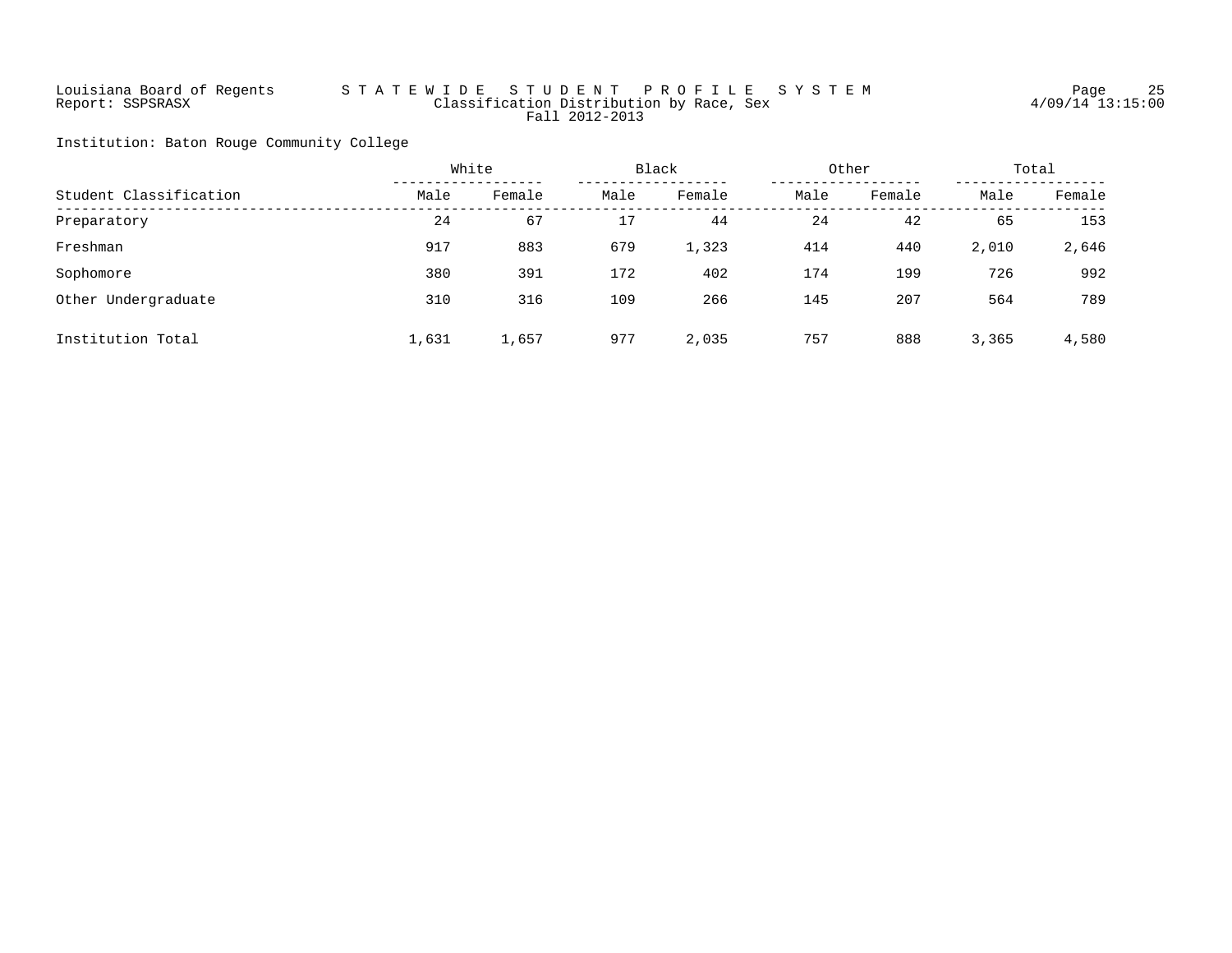Louisiana Board of Regents — STATEWIDE STUDENT PROFILE SYSTEM

Report: SSPSRASX

Classification Distribution by Race, Sex

Fall 2012-2013

Institution: Baton Rouge Community College

| Student Classification | White | | Black | | Other | | Total | |
|---|---|---|---|---|---|---|---|---|
| | Male | Female | Male | Female | Male | Female | Male | Female |
| Preparatory | 24 | 67 | 17 | 44 | 24 | 42 | 65 | 153 |
| Freshman | 917 | 883 | 679 | 1,323 | 414 | 440 | 2,010 | 2,646 |
| Sophomore | 380 | 391 | 172 | 402 | 174 | 199 | 726 | 992 |
| Other Undergraduate | 310 | 316 | 109 | 266 | 145 | 207 | 564 | 789 |
| Institution Total | 1,631 | 1,657 | 977 | 2,035 | 757 | 888 | 3,365 | 4,580 |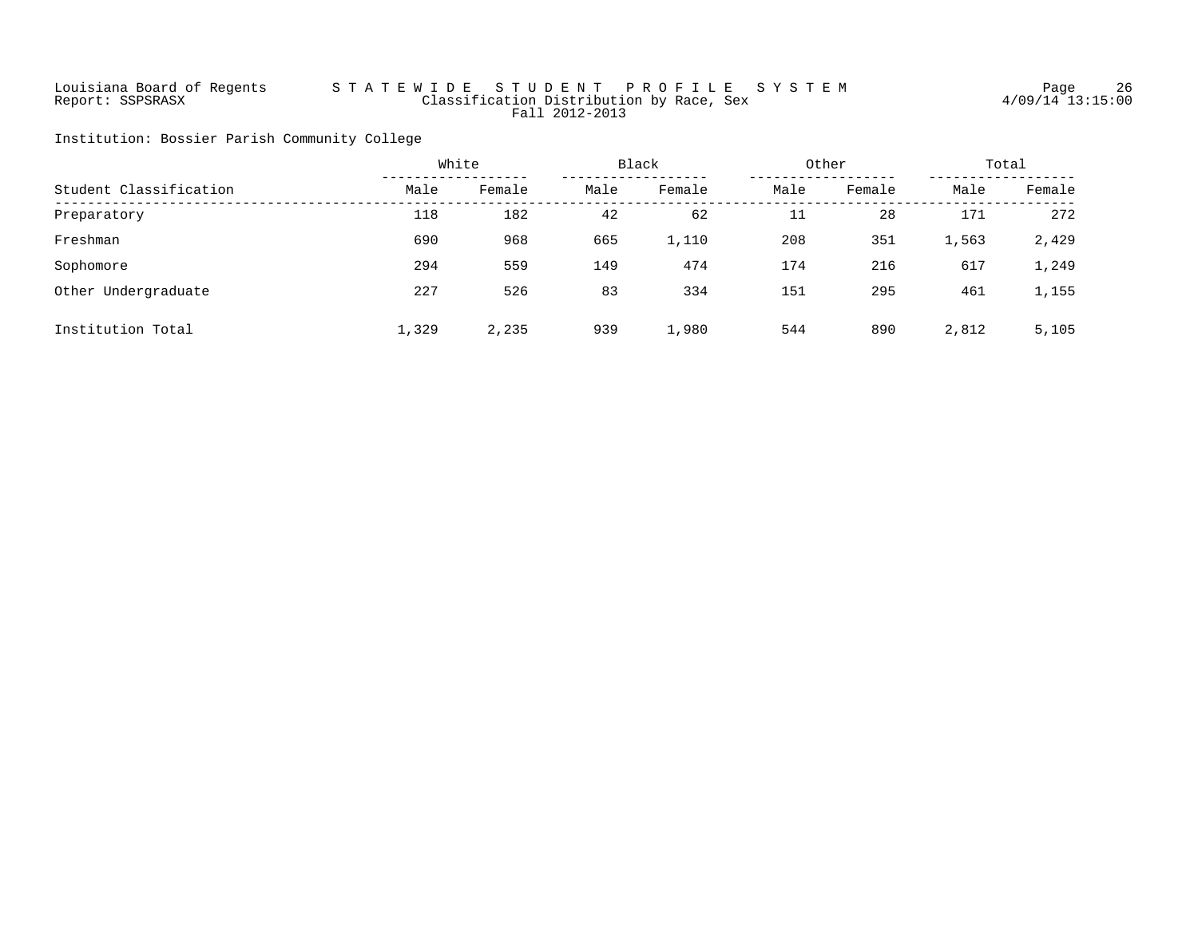Louisiana Board of Regents — STATEWIDE STUDENT PROFILE SYSTEM

Report: SSPSRASX

Classification Distribution by Race, Sex

Fall 2012-2013

4/09/14 13:15:00

Institution: Bossier Parish Community College

| Student Classification | White | | Black | | Other | | Total | |
|---|---|---|---|---|---|---|---|---|
| | Male | Female | Male | Female | Male | Female | Male | Female |
| Preparatory | 118 | 182 | 42 | 62 | 11 | 28 | 171 | 272 |
| Freshman | 690 | 968 | 665 | 1,110 | 208 | 351 | 1,563 | 2,429 |
| Sophomore | 294 | 559 | 149 | 474 | 174 | 216 | 617 | 1,249 |
| Other Undergraduate | 227 | 526 | 83 | 334 | 151 | 295 | 461 | 1,155 |
| Institution Total | 1,329 | 2,235 | 939 | 1,980 | 544 | 890 | 2,812 | 5,105 |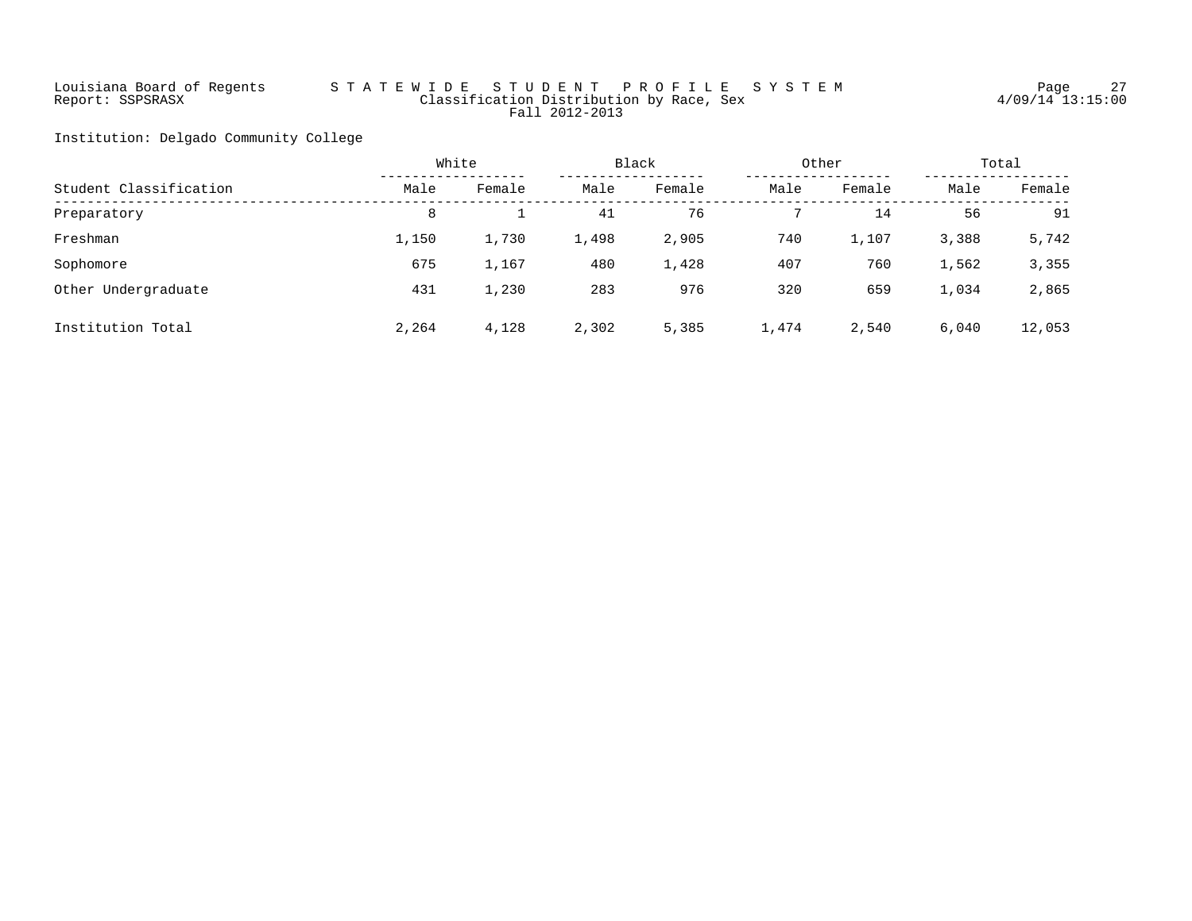Louisiana Board of Regents — S T A T E W I D E   S T U D E N T   P R O F I L E   S Y S T E M

Report: SSPSRASX — Classification Distribution by Race, Sex — 4/09/14 13:15:00

Fall 2012-2013

Institution: Delgado Community College

| | White | | Black | | Other | | Total | |
|---|---|---|---|---|---|---|---|---|
| Student Classification | Male | Female | Male | Female | Male | Female | Male | Female |
| Preparatory | 8 | 1 | 41 | 76 | 7 | 14 | 56 | 91 |
| Freshman | 1,150 | 1,730 | 1,498 | 2,905 | 740 | 1,107 | 3,388 | 5,742 |
| Sophomore | 675 | 1,167 | 480 | 1,428 | 407 | 760 | 1,562 | 3,355 |
| Other Undergraduate | 431 | 1,230 | 283 | 976 | 320 | 659 | 1,034 | 2,865 |
| Institution Total | 2,264 | 4,128 | 2,302 | 5,385 | 1,474 | 2,540 | 6,040 | 12,053 |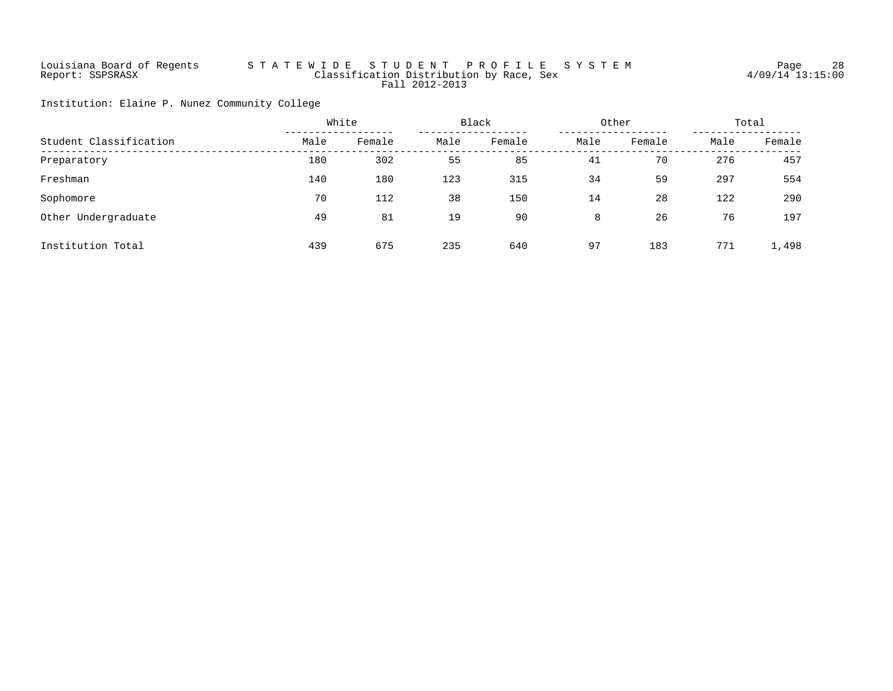Louisiana Board of Regents — STATEWIDE STUDENT PROFILE SYSTEM
Report: SSPSRASX — Classification Distribution by Race, Sex
Fall 2012-2013

4/09/14 13:15:00

Institution: Elaine P. Nunez Community College

| Student Classification | White | | Black | | Other | | Total | |
|---|---|---|---|---|---|---|---|---|
| | Male | Female | Male | Female | Male | Female | Male | Female |
| Preparatory | 180 | 302 | 55 | 85 | 41 | 70 | 276 | 457 |
| Freshman | 140 | 180 | 123 | 315 | 34 | 59 | 297 | 554 |
| Sophomore | 70 | 112 | 38 | 150 | 14 | 28 | 122 | 290 |
| Other Undergraduate | 49 | 81 | 19 | 90 | 8 | 26 | 76 | 197 |
| Institution Total | 439 | 675 | 235 | 640 | 97 | 183 | 771 | 1,498 |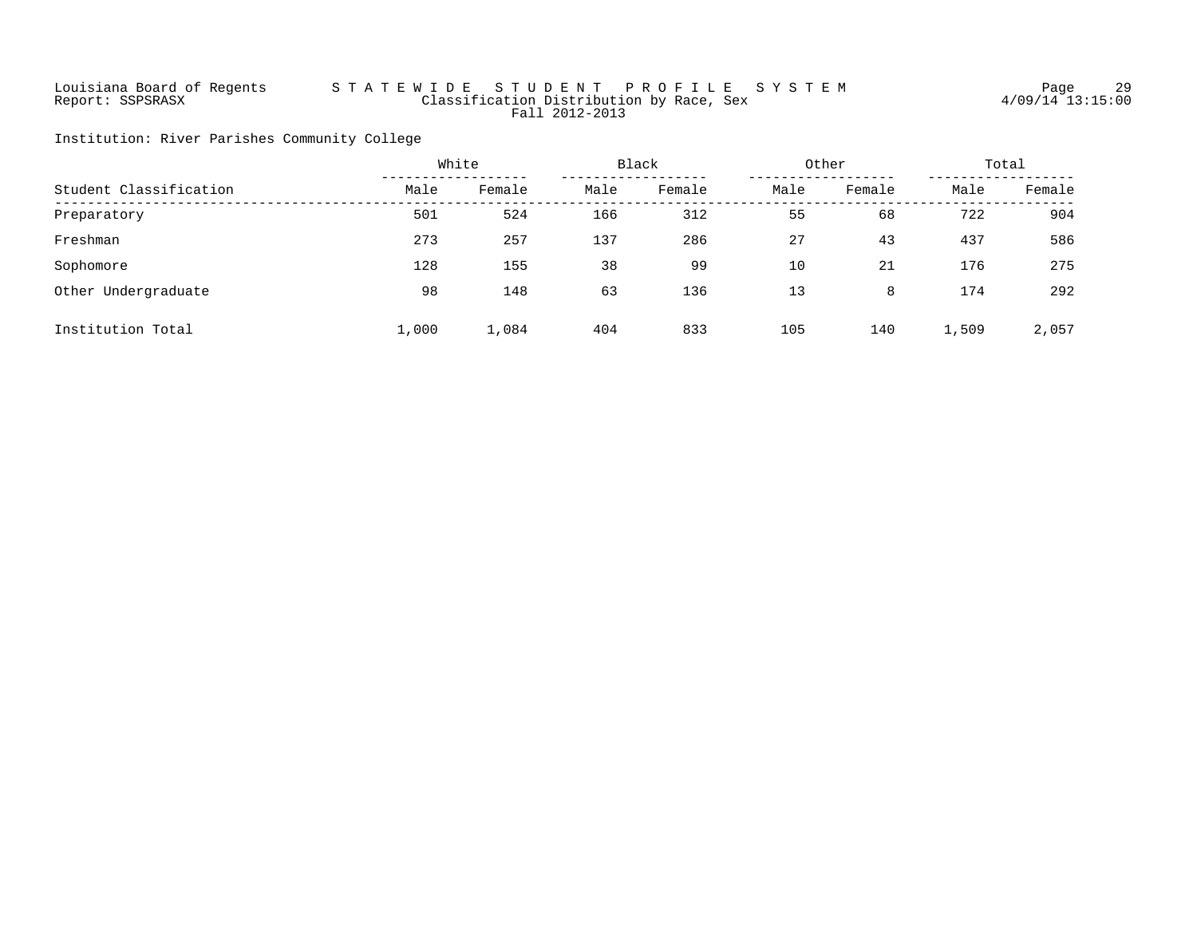Louisiana Board of Regents — STATEWIDE STUDENT PROFILE SYSTEM
Report: SSPSRASX — Classification Distribution by Race, Sex
Fall 2012-2013 — 4/09/14 13:15:00

Institution: River Parishes Community College

| Student Classification | White | | Black | | Other | | Total | |
|---|---|---|---|---|---|---|---|---|
| | Male | Female | Male | Female | Male | Female | Male | Female |
| Preparatory | 501 | 524 | 166 | 312 | 55 | 68 | 722 | 904 |
| Freshman | 273 | 257 | 137 | 286 | 27 | 43 | 437 | 586 |
| Sophomore | 128 | 155 | 38 | 99 | 10 | 21 | 176 | 275 |
| Other Undergraduate | 98 | 148 | 63 | 136 | 13 | 8 | 174 | 292 |
| Institution Total | 1,000 | 1,084 | 404 | 833 | 105 | 140 | 1,509 | 2,057 |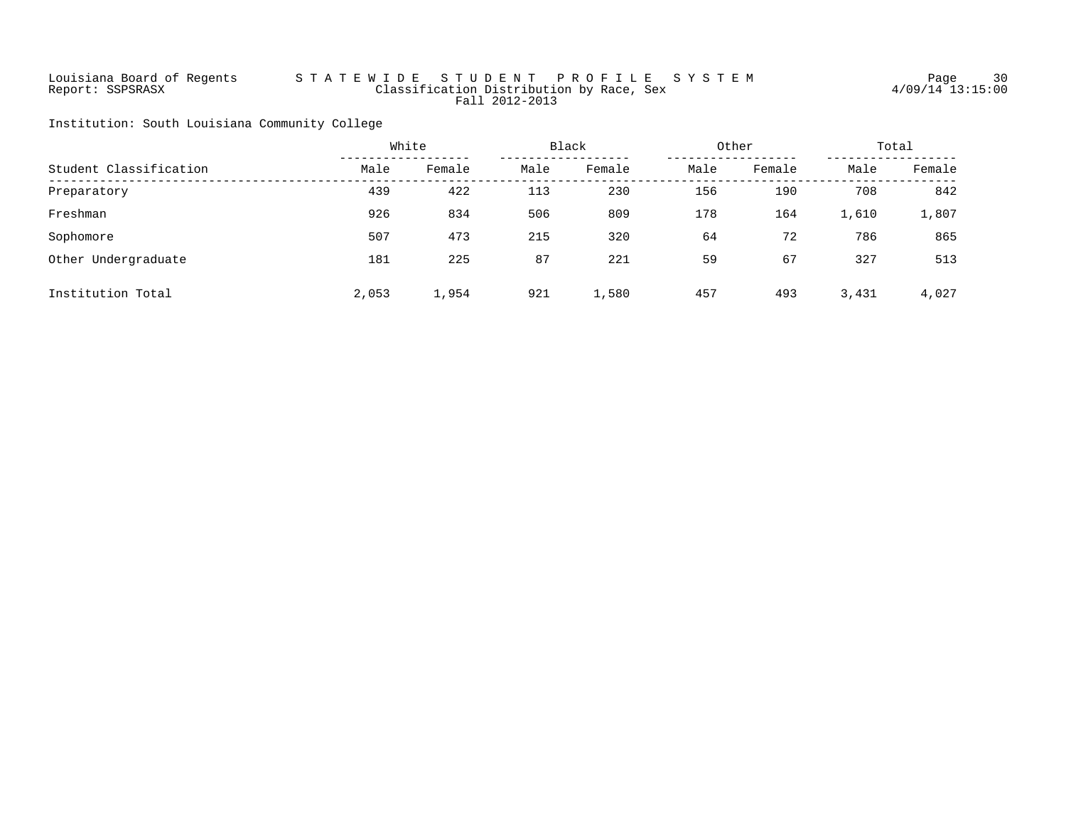Louisiana Board of Regents — STATEWIDE STUDENT PROFILE SYSTEM
Report: SSPSRASX — Classification Distribution by Race, Sex
Fall 2012-2013

Institution: South Louisiana Community College

| Student Classification | White | | Black | | Other | | Total | |
|---|---|---|---|---|---|---|---|---|
| | Male | Female | Male | Female | Male | Female | Male | Female |
| Preparatory | 439 | 422 | 113 | 230 | 156 | 190 | 708 | 842 |
| Freshman | 926 | 834 | 506 | 809 | 178 | 164 | 1,610 | 1,807 |
| Sophomore | 507 | 473 | 215 | 320 | 64 | 72 | 786 | 865 |
| Other Undergraduate | 181 | 225 | 87 | 221 | 59 | 67 | 327 | 513 |
| Institution Total | 2,053 | 1,954 | 921 | 1,580 | 457 | 493 | 3,431 | 4,027 |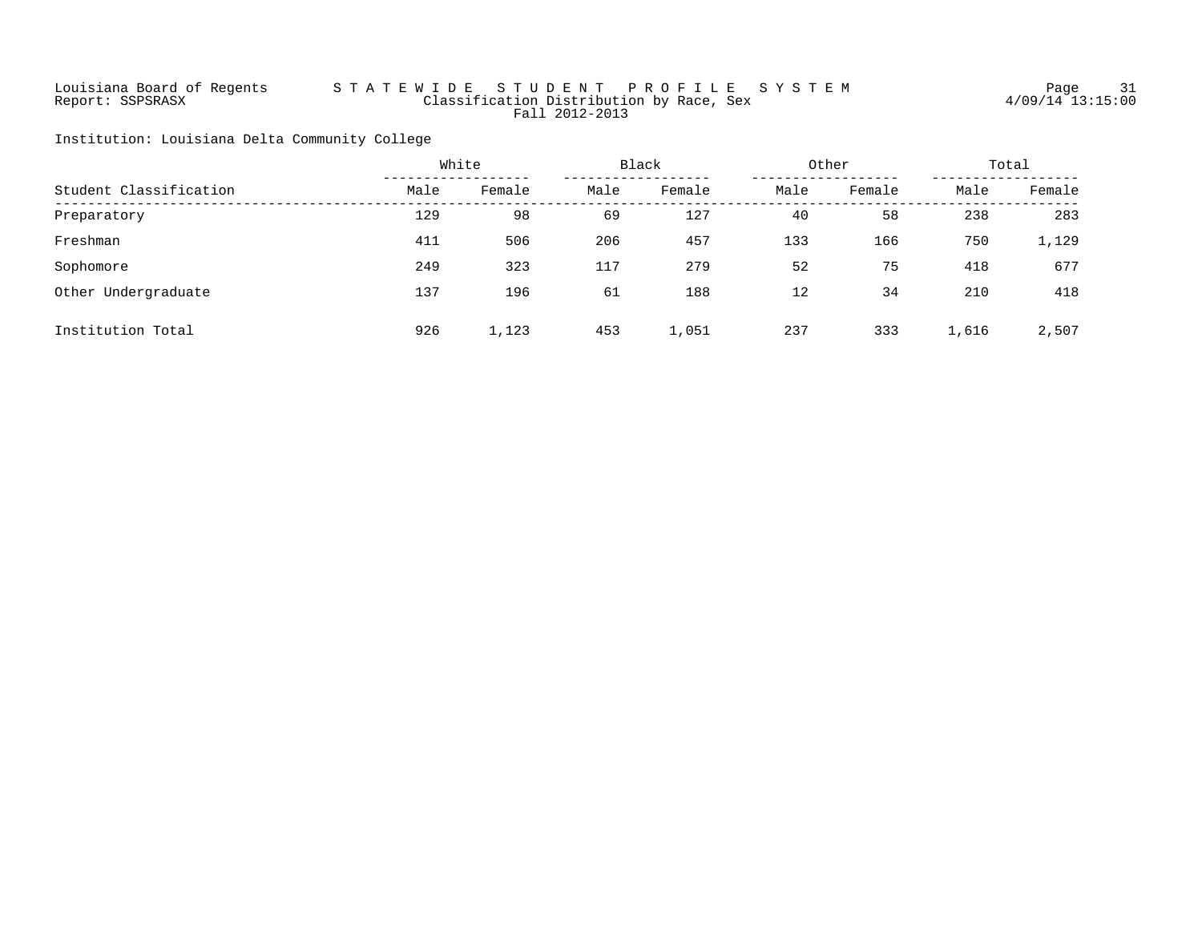Louisiana Board of Regents

Report: SSPSRASX

# S T A T E W I D E   S T U D E N T   P R O F I L E   S Y S T E M

## Classification Distribution by Race, Sex

### Fall 2012-2013

Institution: Louisiana Delta Community College

| Student Classification | White | | Black | | Other | | Total | |
|---|---|---|---|---|---|---|---|---|
| | Male | Female | Male | Female | Male | Female | Male | Female |
| Preparatory | 129 | 98 | 69 | 127 | 40 | 58 | 238 | 283 |
| Freshman | 411 | 506 | 206 | 457 | 133 | 166 | 750 | 1,129 |
| Sophomore | 249 | 323 | 117 | 279 | 52 | 75 | 418 | 677 |
| Other Undergraduate | 137 | 196 | 61 | 188 | 12 | 34 | 210 | 418 |
| Institution Total | 926 | 1,123 | 453 | 1,051 | 237 | 333 | 1,616 | 2,507 |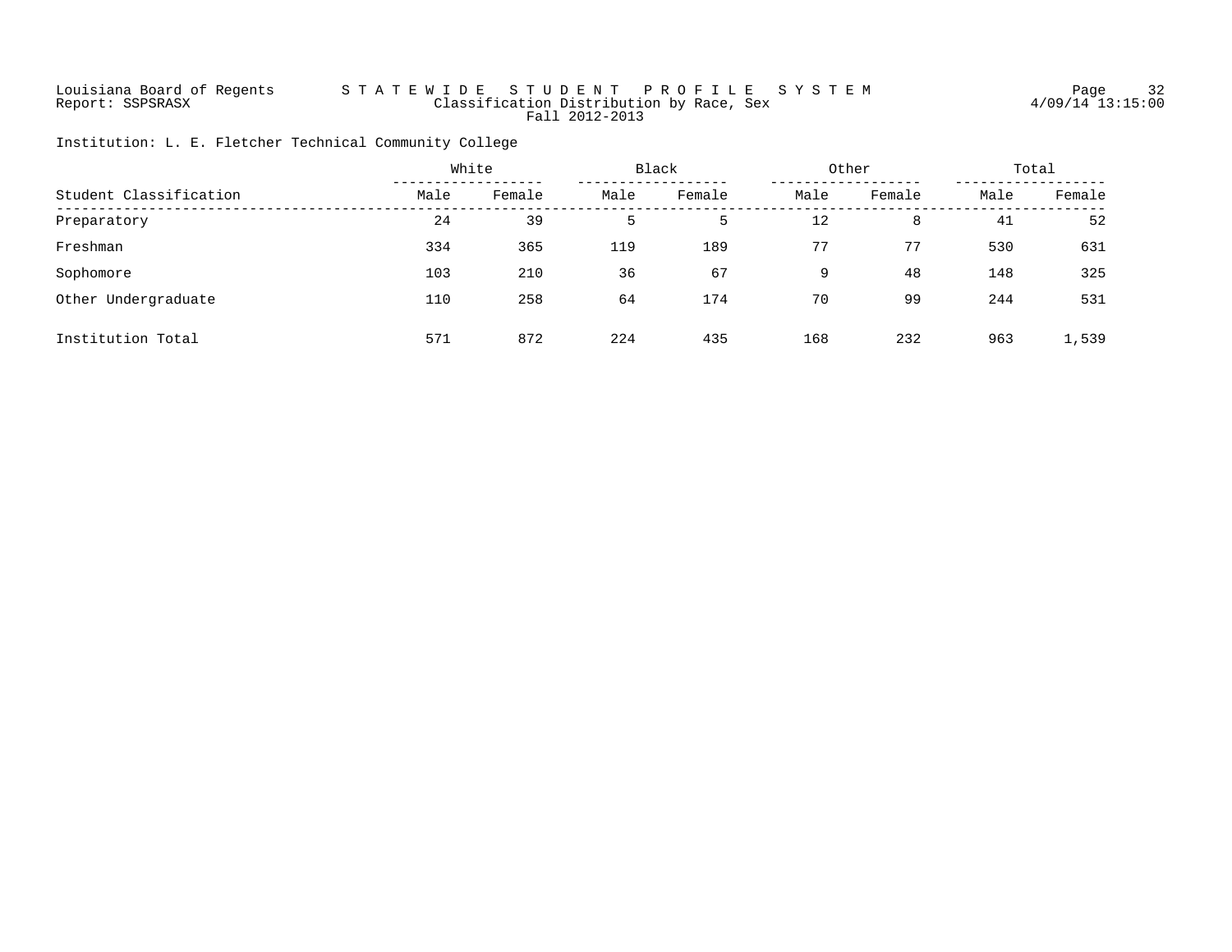Louisiana Board of Regents
Report: SSPSRASX

# STATEWIDE STUDENT PROFILE SYSTEM

## Classification Distribution by Race, Sex

Fall 2012-2013

Page 32
4/09/14 13:15:00

Institution: L. E. Fletcher Technical Community College

| Student Classification | White | | Black | | Other | | Total | |
|---|---|---|---|---|---|---|---|---|
| | Male | Female | Male | Female | Male | Female | Male | Female |
| Preparatory | 24 | 39 | 5 | 5 | 12 | 8 | 41 | 52 |
| Freshman | 334 | 365 | 119 | 189 | 77 | 77 | 530 | 631 |
| Sophomore | 103 | 210 | 36 | 67 | 9 | 48 | 148 | 325 |
| Other Undergraduate | 110 | 258 | 64 | 174 | 70 | 99 | 244 | 531 |
| Institution Total | 571 | 872 | 224 | 435 | 168 | 232 | 963 | 1,539 |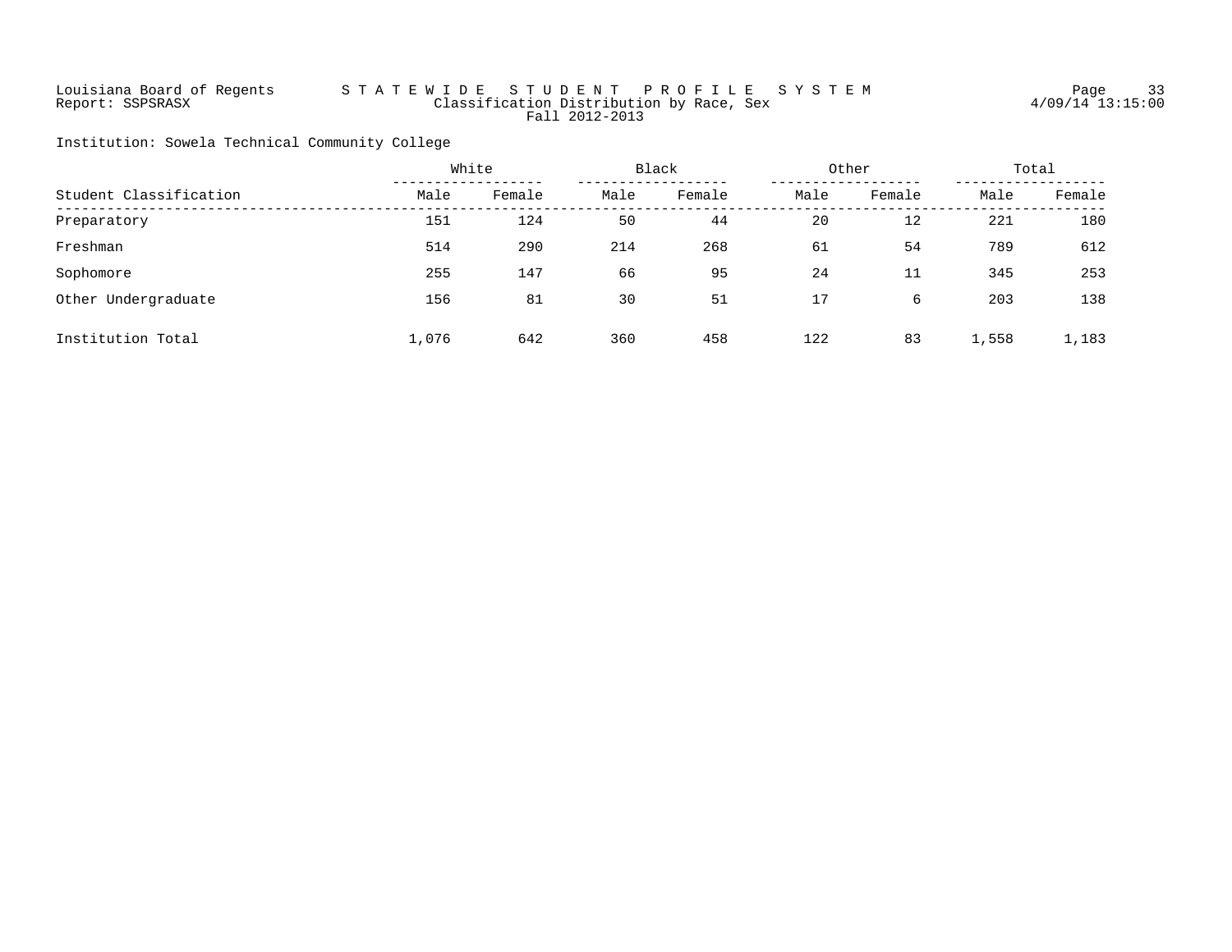Louisiana Board of Regents

Report: SSPSRASX

# S T A T E W I D E   S T U D E N T   P R O F I L E   S Y S T E M

Classification Distribution by Race, Sex

Fall 2012-2013

4/09/14 13:15:00

Institution: Sowela Technical Community College

| Student Classification | White | | Black | | Other | | Total | |
|---|---|---|---|---|---|---|---|---|
| | Male | Female | Male | Female | Male | Female | Male | Female |
| Preparatory | 151 | 124 | 50 | 44 | 20 | 12 | 221 | 180 |
| Freshman | 514 | 290 | 214 | 268 | 61 | 54 | 789 | 612 |
| Sophomore | 255 | 147 | 66 | 95 | 24 | 11 | 345 | 253 |
| Other Undergraduate | 156 | 81 | 30 | 51 | 17 | 6 | 203 | 138 |
| Institution Total | 1,076 | 642 | 360 | 458 | 122 | 83 | 1,558 | 1,183 |